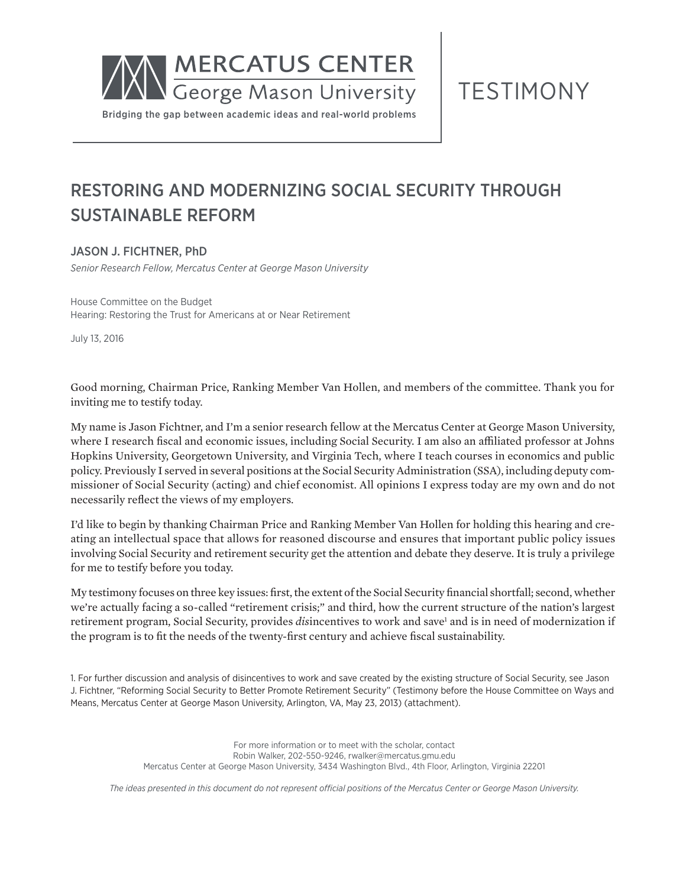MERCATUS CENTER
George Mason University

Bridging the gap between academic ideas and real-world problems

TESTIMONY

# RESTORING AND MODERNIZING SOCIAL SECURITY THROUGH SUSTAINABLE REFORM

JASON J. FICHTNER, PhD

*Senior Research Fellow, Mercatus Center at George Mason University*

House Committee on the Budget
Hearing: Restoring the Trust for Americans at or Near Retirement

July 13, 2016

Good morning, Chairman Price, Ranking Member Van Hollen, and members of the committee. Thank you for inviting me to testify today.

My name is Jason Fichtner, and I'm a senior research fellow at the Mercatus Center at George Mason University, where I research fiscal and economic issues, including Social Security. I am also an affiliated professor at Johns Hopkins University, Georgetown University, and Virginia Tech, where I teach courses in economics and public policy. Previously I served in several positions at the Social Security Administration (SSA), including deputy commissioner of Social Security (acting) and chief economist. All opinions I express today are my own and do not necessarily reflect the views of my employers.

I'd like to begin by thanking Chairman Price and Ranking Member Van Hollen for holding this hearing and creating an intellectual space that allows for reasoned discourse and ensures that important public policy issues involving Social Security and retirement security get the attention and debate they deserve. It is truly a privilege for me to testify before you today.

My testimony focuses on three key issues: first, the extent of the Social Security financial shortfall; second, whether we're actually facing a so-called "retirement crisis;" and third, how the current structure of the nation's largest retirement program, Social Security, provides *dis*incentives to work and save[1] and is in need of modernization if the program is to fit the needs of the twenty-first century and achieve fiscal sustainability.

1. For further discussion and analysis of disincentives to work and save created by the existing structure of Social Security, see Jason J. Fichtner, "Reforming Social Security to Better Promote Retirement Security" (Testimony before the House Committee on Ways and Means, Mercatus Center at George Mason University, Arlington, VA, May 23, 2013) (attachment).

For more information or to meet with the scholar, contact
Robin Walker, 202-550-9246, rwalker@mercatus.gmu.edu
Mercatus Center at George Mason University, 3434 Washington Blvd., 4th Floor, Arlington, Virginia 22201

*The ideas presented in this document do not represent official positions of the Mercatus Center or George Mason University.*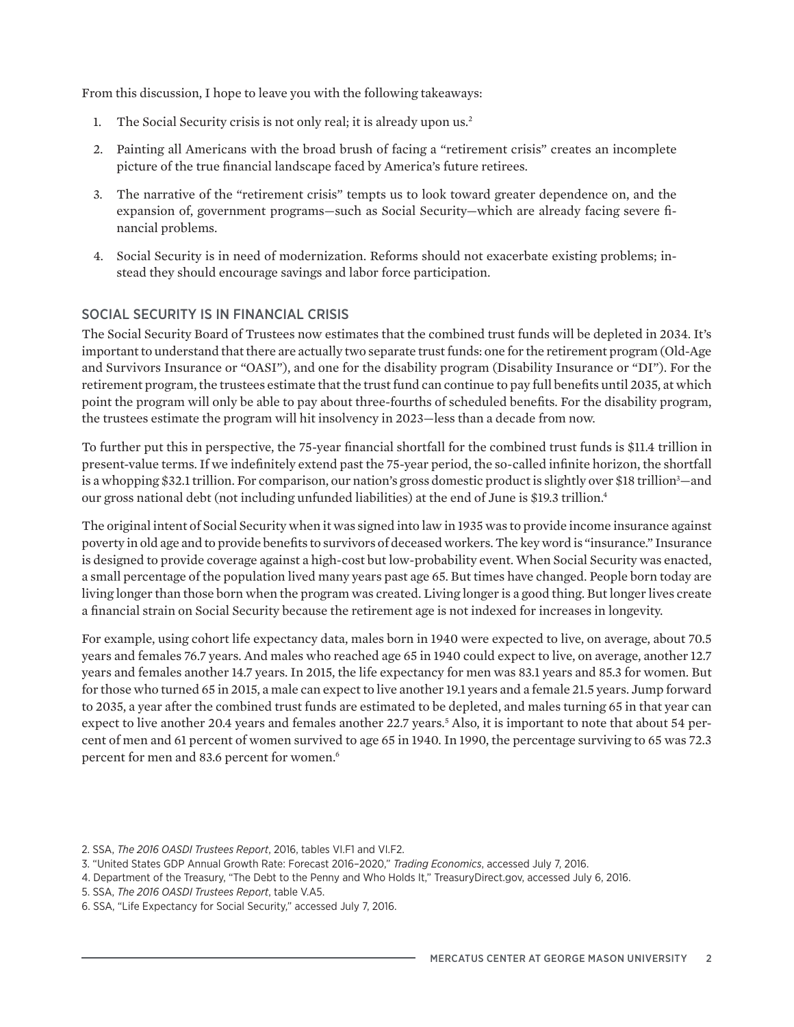From this discussion, I hope to leave you with the following takeaways:

1. The Social Security crisis is not only real; it is already upon us.[2]
2. Painting all Americans with the broad brush of facing a "retirement crisis" creates an incomplete picture of the true financial landscape faced by America's future retirees.
3. The narrative of the "retirement crisis" tempts us to look toward greater dependence on, and the expansion of, government programs—such as Social Security—which are already facing severe financial problems.
4. Social Security is in need of modernization. Reforms should not exacerbate existing problems; instead they should encourage savings and labor force participation.

## SOCIAL SECURITY IS IN FINANCIAL CRISIS

The Social Security Board of Trustees now estimates that the combined trust funds will be depleted in 2034. It's important to understand that there are actually two separate trust funds: one for the retirement program (Old-Age and Survivors Insurance or "OASI"), and one for the disability program (Disability Insurance or "DI"). For the retirement program, the trustees estimate that the trust fund can continue to pay full benefits until 2035, at which point the program will only be able to pay about three-fourths of scheduled benefits. For the disability program, the trustees estimate the program will hit insolvency in 2023—less than a decade from now.

To further put this in perspective, the 75-year financial shortfall for the combined trust funds is $11.4 trillion in present-value terms. If we indefinitely extend past the 75-year period, the so-called infinite horizon, the shortfall is a whopping $32.1 trillion. For comparison, our nation's gross domestic product is slightly over $18 trillion[3]—and our gross national debt (not including unfunded liabilities) at the end of June is $19.3 trillion.[4]

The original intent of Social Security when it was signed into law in 1935 was to provide income insurance against poverty in old age and to provide benefits to survivors of deceased workers. The key word is "insurance." Insurance is designed to provide coverage against a high-cost but low-probability event. When Social Security was enacted, a small percentage of the population lived many years past age 65. But times have changed. People born today are living longer than those born when the program was created. Living longer is a good thing. But longer lives create a financial strain on Social Security because the retirement age is not indexed for increases in longevity.

For example, using cohort life expectancy data, males born in 1940 were expected to live, on average, about 70.5 years and females 76.7 years. And males who reached age 65 in 1940 could expect to live, on average, another 12.7 years and females another 14.7 years. In 2015, the life expectancy for men was 83.1 years and 85.3 for women. But for those who turned 65 in 2015, a male can expect to live another 19.1 years and a female 21.5 years. Jump forward to 2035, a year after the combined trust funds are estimated to be depleted, and males turning 65 in that year can expect to live another 20.4 years and females another 22.7 years.[5] Also, it is important to note that about 54 percent of men and 61 percent of women survived to age 65 in 1940. In 1990, the percentage surviving to 65 was 72.3 percent for men and 83.6 percent for women.[6]

2. SSA, *The 2016 OASDI Trustees Report*, 2016, tables VI.F1 and VI.F2.
3. "United States GDP Annual Growth Rate: Forecast 2016–2020," *Trading Economics*, accessed July 7, 2016.
4. Department of the Treasury, "The Debt to the Penny and Who Holds It," TreasuryDirect.gov, accessed July 6, 2016.
5. SSA, *The 2016 OASDI Trustees Report*, table V.A5.
6. SSA, "Life Expectancy for Social Security," accessed July 7, 2016.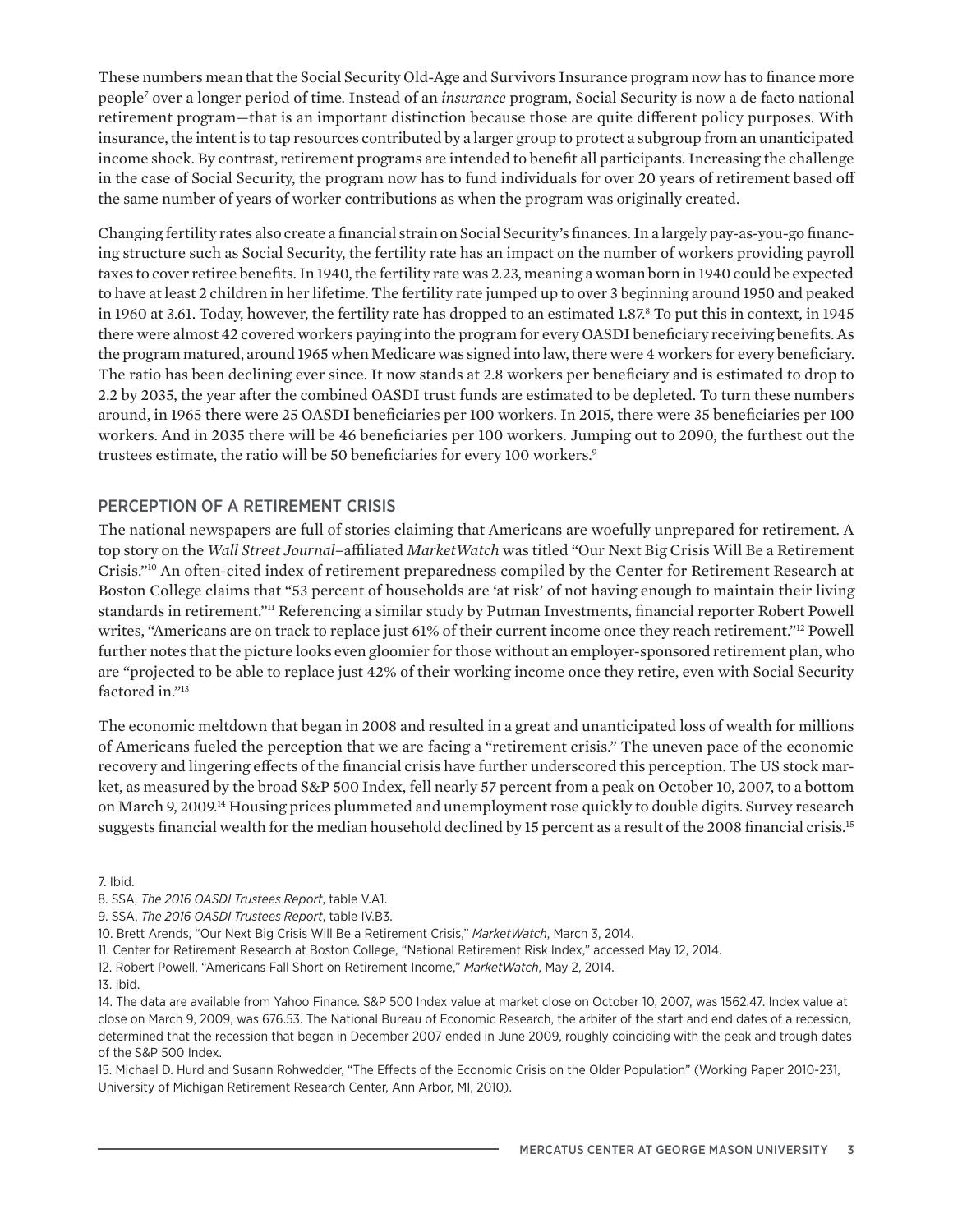These numbers mean that the Social Security Old-Age and Survivors Insurance program now has to finance more people[7] over a longer period of time. Instead of an *insurance* program, Social Security is now a de facto national retirement program—that is an important distinction because those are quite different policy purposes. With insurance, the intent is to tap resources contributed by a larger group to protect a subgroup from an unanticipated income shock. By contrast, retirement programs are intended to benefit all participants. Increasing the challenge in the case of Social Security, the program now has to fund individuals for over 20 years of retirement based off the same number of years of worker contributions as when the program was originally created.

Changing fertility rates also create a financial strain on Social Security's finances. In a largely pay-as-you-go financing structure such as Social Security, the fertility rate has an impact on the number of workers providing payroll taxes to cover retiree benefits. In 1940, the fertility rate was 2.23, meaning a woman born in 1940 could be expected to have at least 2 children in her lifetime. The fertility rate jumped up to over 3 beginning around 1950 and peaked in 1960 at 3.61. Today, however, the fertility rate has dropped to an estimated 1.87.[8] To put this in context, in 1945 there were almost 42 covered workers paying into the program for every OASDI beneficiary receiving benefits. As the program matured, around 1965 when Medicare was signed into law, there were 4 workers for every beneficiary. The ratio has been declining ever since. It now stands at 2.8 workers per beneficiary and is estimated to drop to 2.2 by 2035, the year after the combined OASDI trust funds are estimated to be depleted. To turn these numbers around, in 1965 there were 25 OASDI beneficiaries per 100 workers. In 2015, there were 35 beneficiaries per 100 workers. And in 2035 there will be 46 beneficiaries per 100 workers. Jumping out to 2090, the furthest out the trustees estimate, the ratio will be 50 beneficiaries for every 100 workers.[9]

## PERCEPTION OF A RETIREMENT CRISIS

The national newspapers are full of stories claiming that Americans are woefully unprepared for retirement. A top story on the *Wall Street Journal*–affiliated *MarketWatch* was titled "Our Next Big Crisis Will Be a Retirement Crisis."[10] An often-cited index of retirement preparedness compiled by the Center for Retirement Research at Boston College claims that "53 percent of households are 'at risk' of not having enough to maintain their living standards in retirement."[11] Referencing a similar study by Putman Investments, financial reporter Robert Powell writes, "Americans are on track to replace just 61% of their current income once they reach retirement."[12] Powell further notes that the picture looks even gloomier for those without an employer-sponsored retirement plan, who are "projected to be able to replace just 42% of their working income once they retire, even with Social Security factored in."[13]

The economic meltdown that began in 2008 and resulted in a great and unanticipated loss of wealth for millions of Americans fueled the perception that we are facing a "retirement crisis." The uneven pace of the economic recovery and lingering effects of the financial crisis have further underscored this perception. The US stock market, as measured by the broad S&P 500 Index, fell nearly 57 percent from a peak on October 10, 2007, to a bottom on March 9, 2009.[14] Housing prices plummeted and unemployment rose quickly to double digits. Survey research suggests financial wealth for the median household declined by 15 percent as a result of the 2008 financial crisis.[15]

7. Ibid.

8. SSA, *The 2016 OASDI Trustees Report*, table V.A1.

9. SSA, *The 2016 OASDI Trustees Report*, table IV.B3.

10. Brett Arends, "Our Next Big Crisis Will Be a Retirement Crisis," *MarketWatch*, March 3, 2014.

11. Center for Retirement Research at Boston College, "National Retirement Risk Index," accessed May 12, 2014.

12. Robert Powell, "Americans Fall Short on Retirement Income," *MarketWatch*, May 2, 2014.

13. Ibid.

14. The data are available from Yahoo Finance. S&P 500 Index value at market close on October 10, 2007, was 1562.47. Index value at close on March 9, 2009, was 676.53. The National Bureau of Economic Research, the arbiter of the start and end dates of a recession, determined that the recession that began in December 2007 ended in June 2009, roughly coinciding with the peak and trough dates of the S&P 500 Index.

15. Michael D. Hurd and Susann Rohwedder, "The Effects of the Economic Crisis on the Older Population" (Working Paper 2010-231, University of Michigan Retirement Research Center, Ann Arbor, MI, 2010).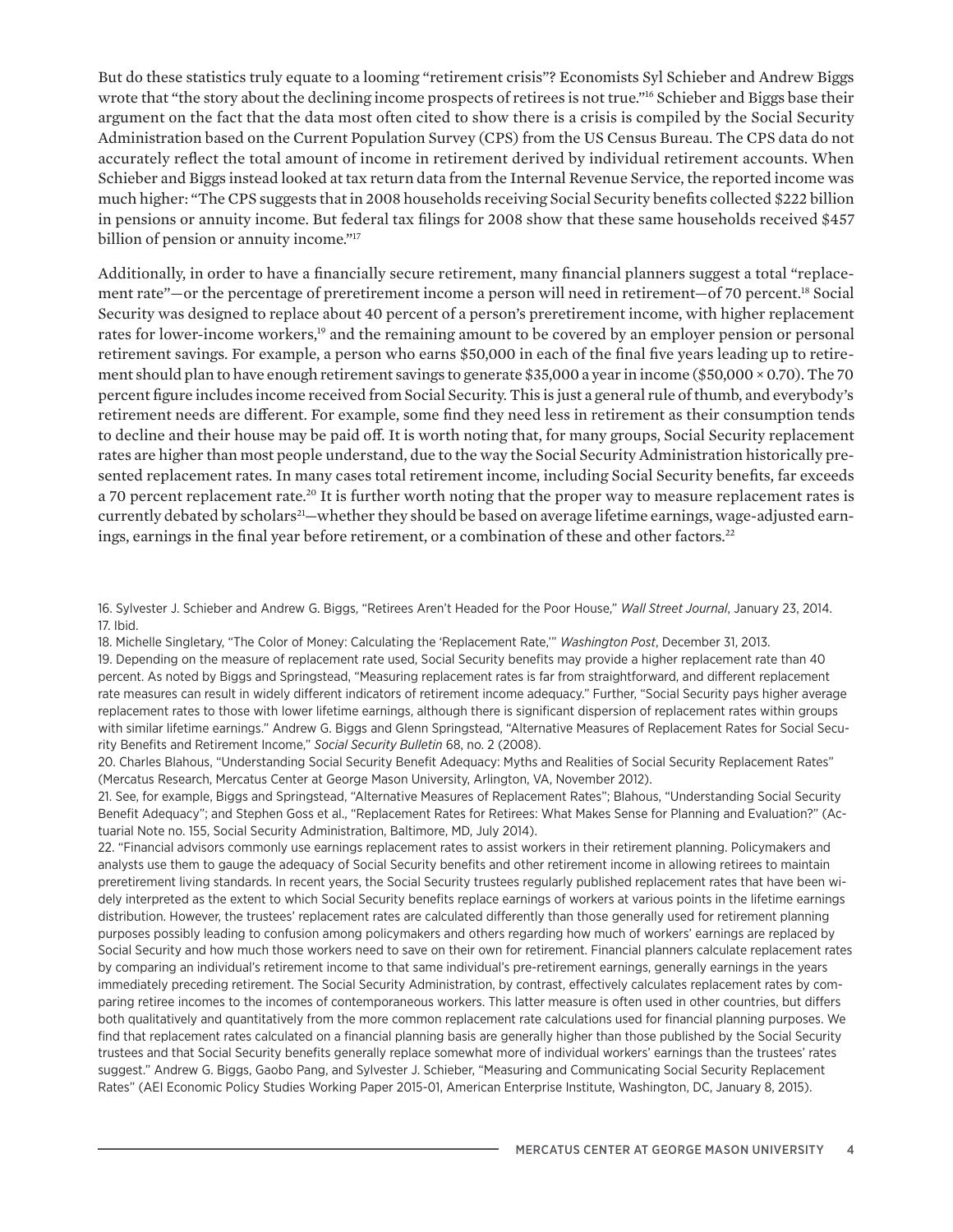But do these statistics truly equate to a looming "retirement crisis"? Economists Syl Schieber and Andrew Biggs wrote that "the story about the declining income prospects of retirees is not true."[16] Schieber and Biggs base their argument on the fact that the data most often cited to show there is a crisis is compiled by the Social Security Administration based on the Current Population Survey (CPS) from the US Census Bureau. The CPS data do not accurately reflect the total amount of income in retirement derived by individual retirement accounts. When Schieber and Biggs instead looked at tax return data from the Internal Revenue Service, the reported income was much higher: "The CPS suggests that in 2008 households receiving Social Security benefits collected $222 billion in pensions or annuity income. But federal tax filings for 2008 show that these same households received $457 billion of pension or annuity income."[17]

Additionally, in order to have a financially secure retirement, many financial planners suggest a total "replacement rate"—or the percentage of preretirement income a person will need in retirement—of 70 percent.[18] Social Security was designed to replace about 40 percent of a person's preretirement income, with higher replacement rates for lower-income workers,[19] and the remaining amount to be covered by an employer pension or personal retirement savings. For example, a person who earns $50,000 in each of the final five years leading up to retirement should plan to have enough retirement savings to generate $35,000 a year in income ($50,000 × 0.70). The 70 percent figure includes income received from Social Security. This is just a general rule of thumb, and everybody's retirement needs are different. For example, some find they need less in retirement as their consumption tends to decline and their house may be paid off. It is worth noting that, for many groups, Social Security replacement rates are higher than most people understand, due to the way the Social Security Administration historically presented replacement rates. In many cases total retirement income, including Social Security benefits, far exceeds a 70 percent replacement rate.[20] It is further worth noting that the proper way to measure replacement rates is currently debated by scholars[21]—whether they should be based on average lifetime earnings, wage-adjusted earnings, earnings in the final year before retirement, or a combination of these and other factors.[22]

16. Sylvester J. Schieber and Andrew G. Biggs, "Retirees Aren't Headed for the Poor House," *Wall Street Journal*, January 23, 2014.
17. Ibid.
18. Michelle Singletary, "The Color of Money: Calculating the 'Replacement Rate,'" *Washington Post*, December 31, 2013.
19. Depending on the measure of replacement rate used, Social Security benefits may provide a higher replacement rate than 40 percent. As noted by Biggs and Springstead, "Measuring replacement rates is far from straightforward, and different replacement rate measures can result in widely different indicators of retirement income adequacy." Further, "Social Security pays higher average replacement rates to those with lower lifetime earnings, although there is significant dispersion of replacement rates within groups with similar lifetime earnings." Andrew G. Biggs and Glenn Springstead, "Alternative Measures of Replacement Rates for Social Security Benefits and Retirement Income," *Social Security Bulletin* 68, no. 2 (2008).
20. Charles Blahous, "Understanding Social Security Benefit Adequacy: Myths and Realities of Social Security Replacement Rates" (Mercatus Research, Mercatus Center at George Mason University, Arlington, VA, November 2012).
21. See, for example, Biggs and Springstead, "Alternative Measures of Replacement Rates"; Blahous, "Understanding Social Security Benefit Adequacy"; and Stephen Goss et al., "Replacement Rates for Retirees: What Makes Sense for Planning and Evaluation?" (Actuarial Note no. 155, Social Security Administration, Baltimore, MD, July 2014).
22. "Financial advisors commonly use earnings replacement rates to assist workers in their retirement planning. Policymakers and analysts use them to gauge the adequacy of Social Security benefits and other retirement income in allowing retirees to maintain preretirement living standards. In recent years, the Social Security trustees regularly published replacement rates that have been widely interpreted as the extent to which Social Security benefits replace earnings of workers at various points in the lifetime earnings distribution. However, the trustees' replacement rates are calculated differently than those generally used for retirement planning purposes possibly leading to confusion among policymakers and others regarding how much of workers' earnings are replaced by Social Security and how much those workers need to save on their own for retirement. Financial planners calculate replacement rates by comparing an individual's retirement income to that same individual's pre-retirement earnings, generally earnings in the years immediately preceding retirement. The Social Security Administration, by contrast, effectively calculates replacement rates by comparing retiree incomes to the incomes of contemporaneous workers. This latter measure is often used in other countries, but differs both qualitatively and quantitatively from the more common replacement rate calculations used for financial planning purposes. We find that replacement rates calculated on a financial planning basis are generally higher than those published by the Social Security trustees and that Social Security benefits generally replace somewhat more of individual workers' earnings than the trustees' rates suggest." Andrew G. Biggs, Gaobo Pang, and Sylvester J. Schieber, "Measuring and Communicating Social Security Replacement Rates" (AEI Economic Policy Studies Working Paper 2015-01, American Enterprise Institute, Washington, DC, January 8, 2015).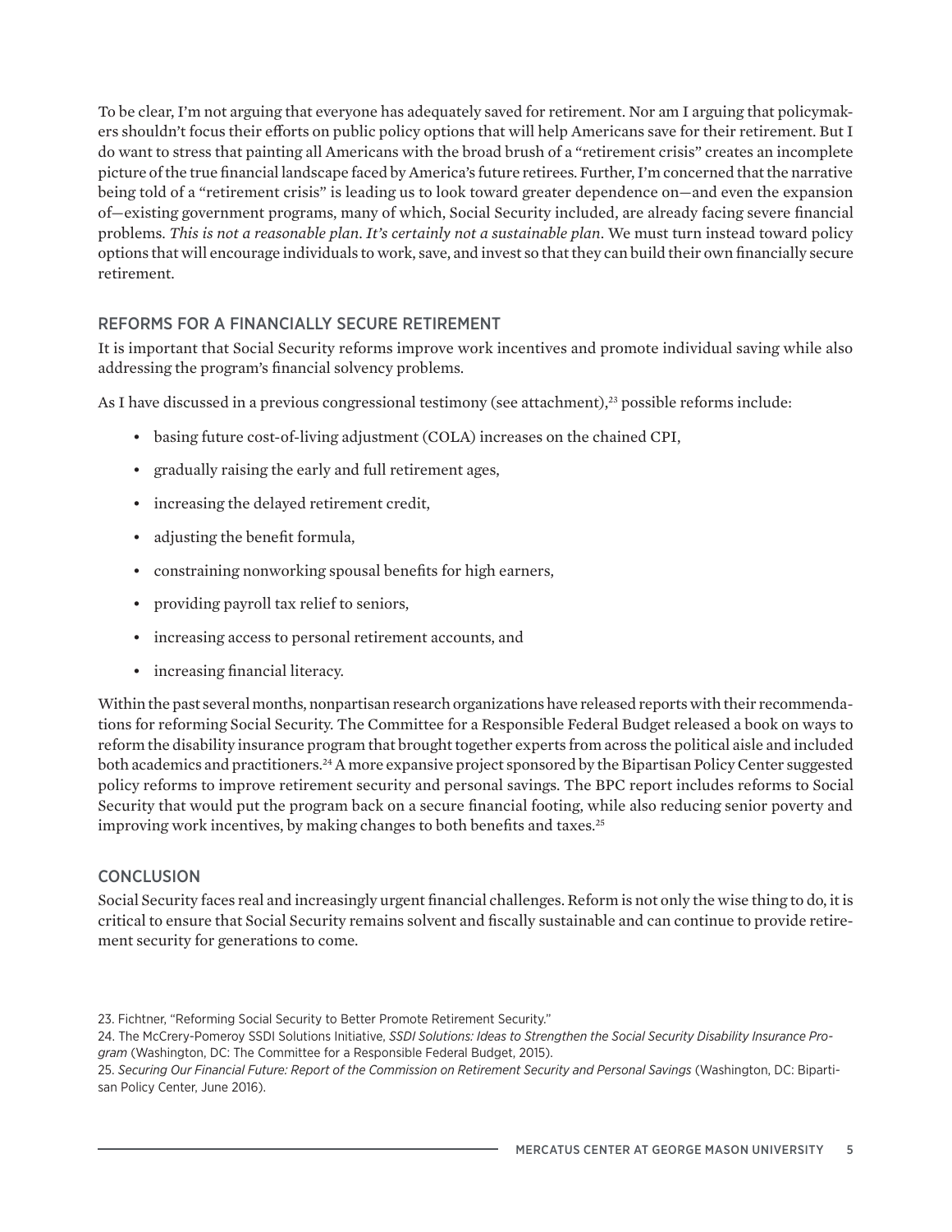To be clear, I'm not arguing that everyone has adequately saved for retirement. Nor am I arguing that policymakers shouldn't focus their efforts on public policy options that will help Americans save for their retirement. But I do want to stress that painting all Americans with the broad brush of a "retirement crisis" creates an incomplete picture of the true financial landscape faced by America's future retirees. Further, I'm concerned that the narrative being told of a "retirement crisis" is leading us to look toward greater dependence on—and even the expansion of—existing government programs, many of which, Social Security included, are already facing severe financial problems. *This is not a reasonable plan. It's certainly not a sustainable plan*. We must turn instead toward policy options that will encourage individuals to work, save, and invest so that they can build their own financially secure retirement.

## REFORMS FOR A FINANCIALLY SECURE RETIREMENT

It is important that Social Security reforms improve work incentives and promote individual saving while also addressing the program's financial solvency problems.

As I have discussed in a previous congressional testimony (see attachment),[23] possible reforms include:

- basing future cost-of-living adjustment (COLA) increases on the chained CPI,
- gradually raising the early and full retirement ages,
- increasing the delayed retirement credit,
- adjusting the benefit formula,
- constraining nonworking spousal benefits for high earners,
- providing payroll tax relief to seniors,
- increasing access to personal retirement accounts, and
- increasing financial literacy.

Within the past several months, nonpartisan research organizations have released reports with their recommendations for reforming Social Security. The Committee for a Responsible Federal Budget released a book on ways to reform the disability insurance program that brought together experts from across the political aisle and included both academics and practitioners.[24] A more expansive project sponsored by the Bipartisan Policy Center suggested policy reforms to improve retirement security and personal savings. The BPC report includes reforms to Social Security that would put the program back on a secure financial footing, while also reducing senior poverty and improving work incentives, by making changes to both benefits and taxes.[25]

## CONCLUSION

Social Security faces real and increasingly urgent financial challenges. Reform is not only the wise thing to do, it is critical to ensure that Social Security remains solvent and fiscally sustainable and can continue to provide retirement security for generations to come.

23. Fichtner, "Reforming Social Security to Better Promote Retirement Security."

24. The McCrery-Pomeroy SSDI Solutions Initiative, *SSDI Solutions: Ideas to Strengthen the Social Security Disability Insurance Program* (Washington, DC: The Committee for a Responsible Federal Budget, 2015).

25. *Securing Our Financial Future: Report of the Commission on Retirement Security and Personal Savings* (Washington, DC: Bipartisan Policy Center, June 2016).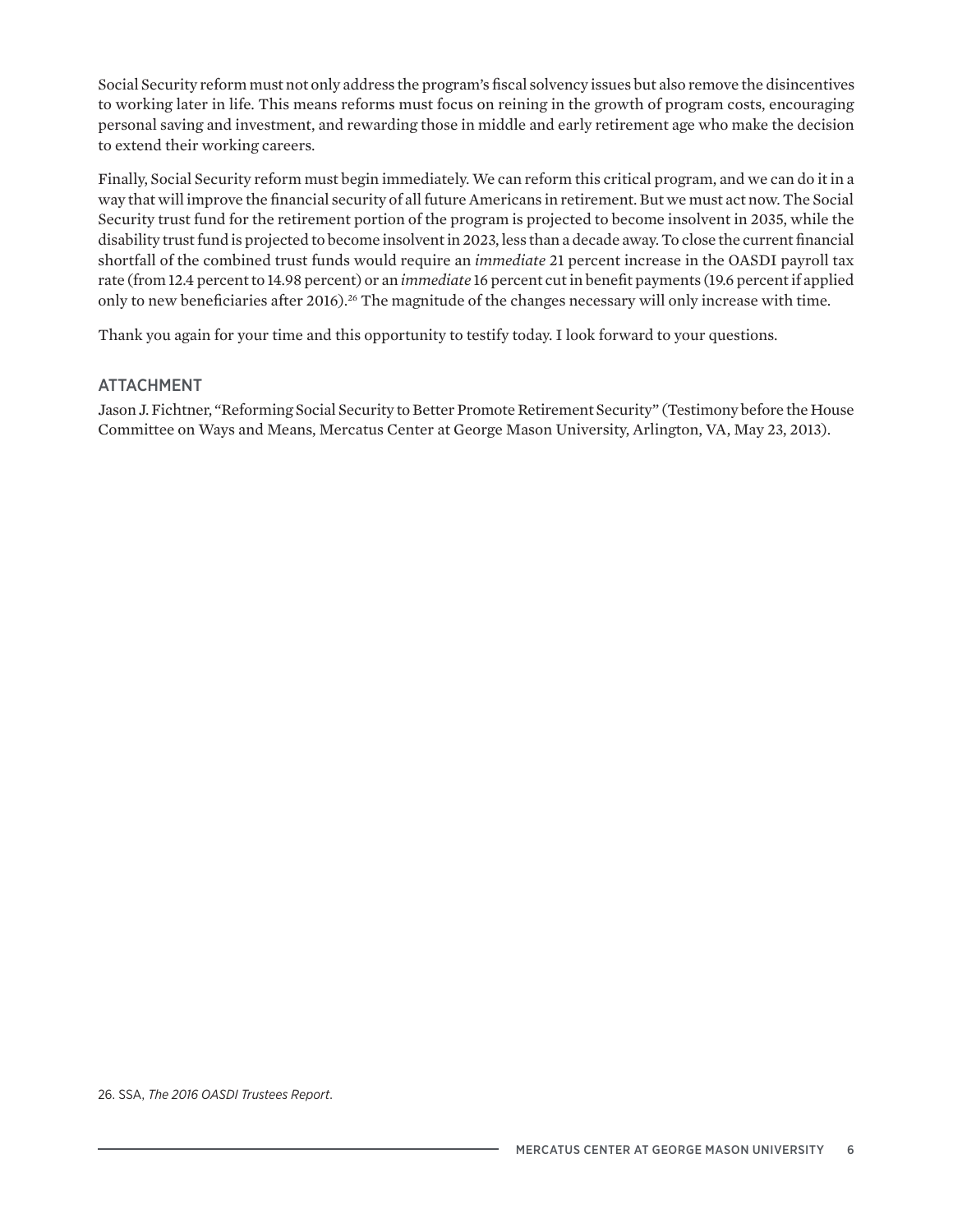Social Security reform must not only address the program's fiscal solvency issues but also remove the disincentives to working later in life. This means reforms must focus on reining in the growth of program costs, encouraging personal saving and investment, and rewarding those in middle and early retirement age who make the decision to extend their working careers.

Finally, Social Security reform must begin immediately. We can reform this critical program, and we can do it in a way that will improve the financial security of all future Americans in retirement. But we must act now. The Social Security trust fund for the retirement portion of the program is projected to become insolvent in 2035, while the disability trust fund is projected to become insolvent in 2023, less than a decade away. To close the current financial shortfall of the combined trust funds would require an *immediate* 21 percent increase in the OASDI payroll tax rate (from 12.4 percent to 14.98 percent) or an *immediate* 16 percent cut in benefit payments (19.6 percent if applied only to new beneficiaries after 2016).[26] The magnitude of the changes necessary will only increase with time.

Thank you again for your time and this opportunity to testify today. I look forward to your questions.

## ATTACHMENT

Jason J. Fichtner, "Reforming Social Security to Better Promote Retirement Security" (Testimony before the House Committee on Ways and Means, Mercatus Center at George Mason University, Arlington, VA, May 23, 2013).

26. SSA, *The 2016 OASDI Trustees Report*.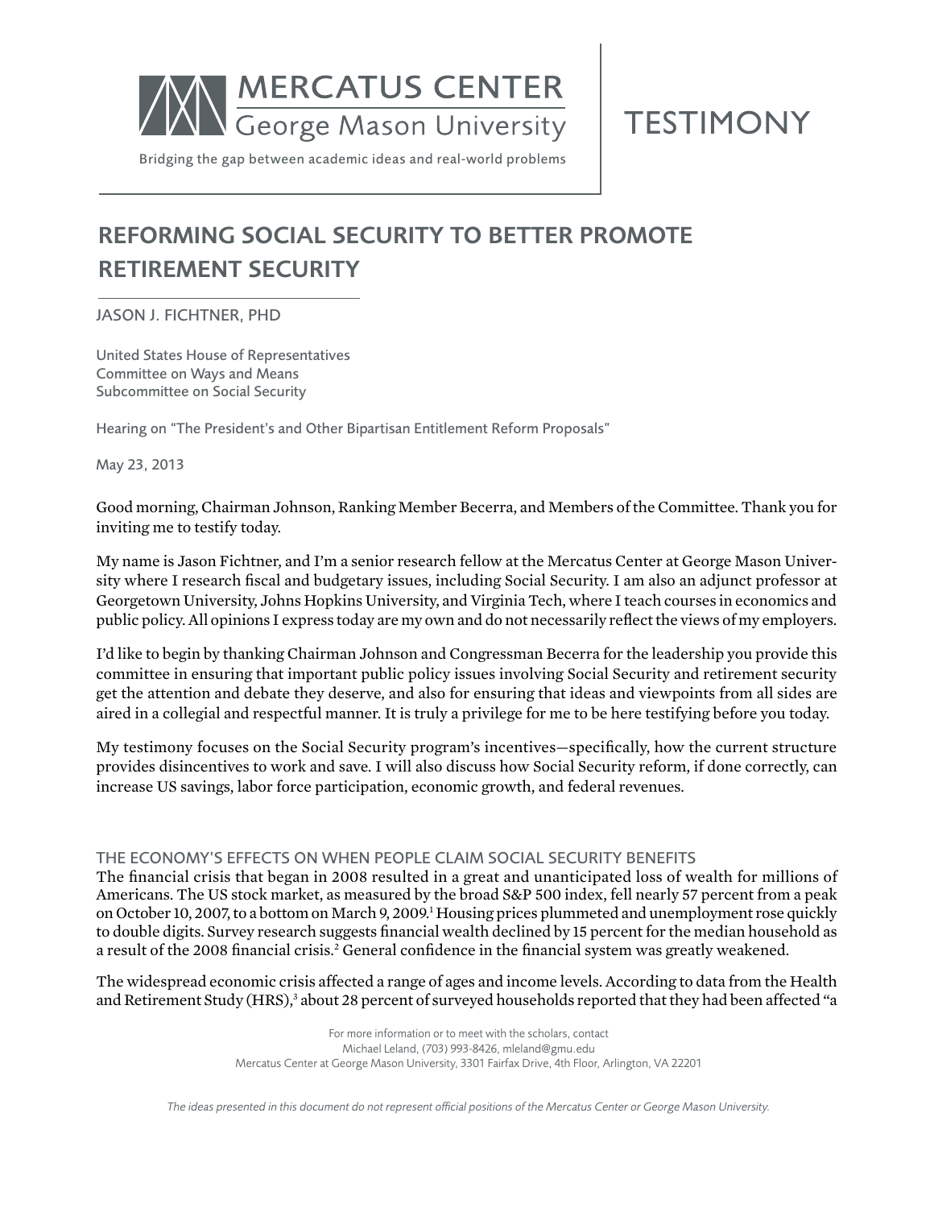MERCATUS CENTER
George Mason University

Bridging the gap between academic ideas and real-world problems

TESTIMONY

# REFORMING SOCIAL SECURITY TO BETTER PROMOTE RETIREMENT SECURITY

JASON J. FICHTNER, PHD

United States House of Representatives
Committee on Ways and Means
Subcommittee on Social Security

Hearing on "The President's and Other Bipartisan Entitlement Reform Proposals"

May 23, 2013

Good morning, Chairman Johnson, Ranking Member Becerra, and Members of the Committee. Thank you for inviting me to testify today.

My name is Jason Fichtner, and I'm a senior research fellow at the Mercatus Center at George Mason University where I research fiscal and budgetary issues, including Social Security. I am also an adjunct professor at Georgetown University, Johns Hopkins University, and Virginia Tech, where I teach courses in economics and public policy. All opinions I express today are my own and do not necessarily reflect the views of my employers.

I'd like to begin by thanking Chairman Johnson and Congressman Becerra for the leadership you provide this committee in ensuring that important public policy issues involving Social Security and retirement security get the attention and debate they deserve, and also for ensuring that ideas and viewpoints from all sides are aired in a collegial and respectful manner. It is truly a privilege for me to be here testifying before you today.

My testimony focuses on the Social Security program's incentives—specifically, how the current structure provides disincentives to work and save. I will also discuss how Social Security reform, if done correctly, can increase US savings, labor force participation, economic growth, and federal revenues.

## THE ECONOMY'S EFFECTS ON WHEN PEOPLE CLAIM SOCIAL SECURITY BENEFITS

The financial crisis that began in 2008 resulted in a great and unanticipated loss of wealth for millions of Americans. The US stock market, as measured by the broad S&P 500 index, fell nearly 57 percent from a peak on October 10, 2007, to a bottom on March 9, 2009.[1] Housing prices plummeted and unemployment rose quickly to double digits. Survey research suggests financial wealth declined by 15 percent for the median household as a result of the 2008 financial crisis.[2] General confidence in the financial system was greatly weakened.

The widespread economic crisis affected a range of ages and income levels. According to data from the Health and Retirement Study (HRS),[3] about 28 percent of surveyed households reported that they had been affected "a

For more information or to meet with the scholars, contact
Michael Leland, (703) 993-8426, mleland@gmu.edu
Mercatus Center at George Mason University, 3301 Fairfax Drive, 4th Floor, Arlington, VA 22201

*The ideas presented in this document do not represent official positions of the Mercatus Center or George Mason University.*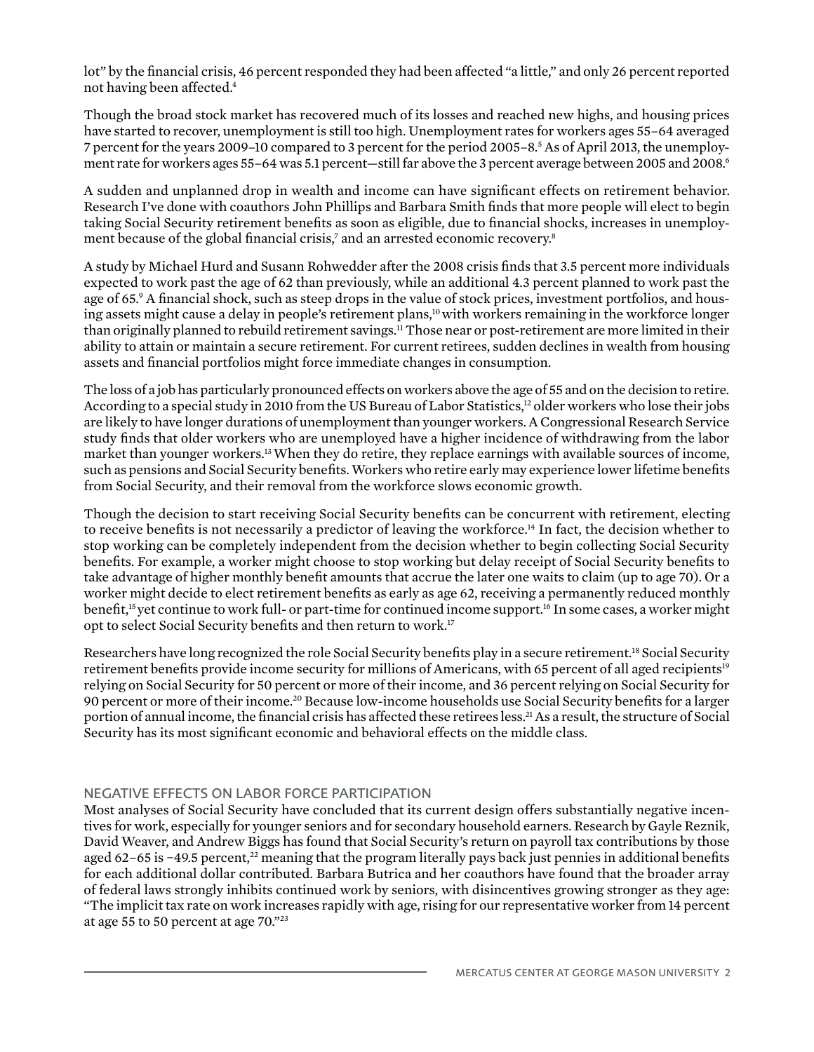lot" by the financial crisis, 46 percent responded they had been affected "a little," and only 26 percent reported not having been affected.[4]

Though the broad stock market has recovered much of its losses and reached new highs, and housing prices have started to recover, unemployment is still too high. Unemployment rates for workers ages 55–64 averaged 7 percent for the years 2009–10 compared to 3 percent for the period 2005–8.[5] As of April 2013, the unemployment rate for workers ages 55–64 was 5.1 percent—still far above the 3 percent average between 2005 and 2008.[6]

A sudden and unplanned drop in wealth and income can have significant effects on retirement behavior. Research I've done with coauthors John Phillips and Barbara Smith finds that more people will elect to begin taking Social Security retirement benefits as soon as eligible, due to financial shocks, increases in unemployment because of the global financial crisis,[7] and an arrested economic recovery.[8]

A study by Michael Hurd and Susann Rohwedder after the 2008 crisis finds that 3.5 percent more individuals expected to work past the age of 62 than previously, while an additional 4.3 percent planned to work past the age of 65.[9] A financial shock, such as steep drops in the value of stock prices, investment portfolios, and housing assets might cause a delay in people's retirement plans,[10] with workers remaining in the workforce longer than originally planned to rebuild retirement savings.[11] Those near or post-retirement are more limited in their ability to attain or maintain a secure retirement. For current retirees, sudden declines in wealth from housing assets and financial portfolios might force immediate changes in consumption.

The loss of a job has particularly pronounced effects on workers above the age of 55 and on the decision to retire. According to a special study in 2010 from the US Bureau of Labor Statistics,[12] older workers who lose their jobs are likely to have longer durations of unemployment than younger workers. A Congressional Research Service study finds that older workers who are unemployed have a higher incidence of withdrawing from the labor market than younger workers.[13] When they do retire, they replace earnings with available sources of income, such as pensions and Social Security benefits. Workers who retire early may experience lower lifetime benefits from Social Security, and their removal from the workforce slows economic growth.

Though the decision to start receiving Social Security benefits can be concurrent with retirement, electing to receive benefits is not necessarily a predictor of leaving the workforce.[14] In fact, the decision whether to stop working can be completely independent from the decision whether to begin collecting Social Security benefits. For example, a worker might choose to stop working but delay receipt of Social Security benefits to take advantage of higher monthly benefit amounts that accrue the later one waits to claim (up to age 70). Or a worker might decide to elect retirement benefits as early as age 62, receiving a permanently reduced monthly benefit,[15] yet continue to work full- or part-time for continued income support.[16] In some cases, a worker might opt to select Social Security benefits and then return to work.[17]

Researchers have long recognized the role Social Security benefits play in a secure retirement.[18] Social Security retirement benefits provide income security for millions of Americans, with 65 percent of all aged recipients[19] relying on Social Security for 50 percent or more of their income, and 36 percent relying on Social Security for 90 percent or more of their income.[20] Because low-income households use Social Security benefits for a larger portion of annual income, the financial crisis has affected these retirees less.[21] As a result, the structure of Social Security has its most significant economic and behavioral effects on the middle class.

## NEGATIVE EFFECTS ON LABOR FORCE PARTICIPATION

Most analyses of Social Security have concluded that its current design offers substantially negative incentives for work, especially for younger seniors and for secondary household earners. Research by Gayle Reznik, David Weaver, and Andrew Biggs has found that Social Security's return on payroll tax contributions by those aged 62–65 is −49.5 percent,[22] meaning that the program literally pays back just pennies in additional benefits for each additional dollar contributed. Barbara Butrica and her coauthors have found that the broader array of federal laws strongly inhibits continued work by seniors, with disincentives growing stronger as they age: "The implicit tax rate on work increases rapidly with age, rising for our representative worker from 14 percent at age 55 to 50 percent at age 70."[23]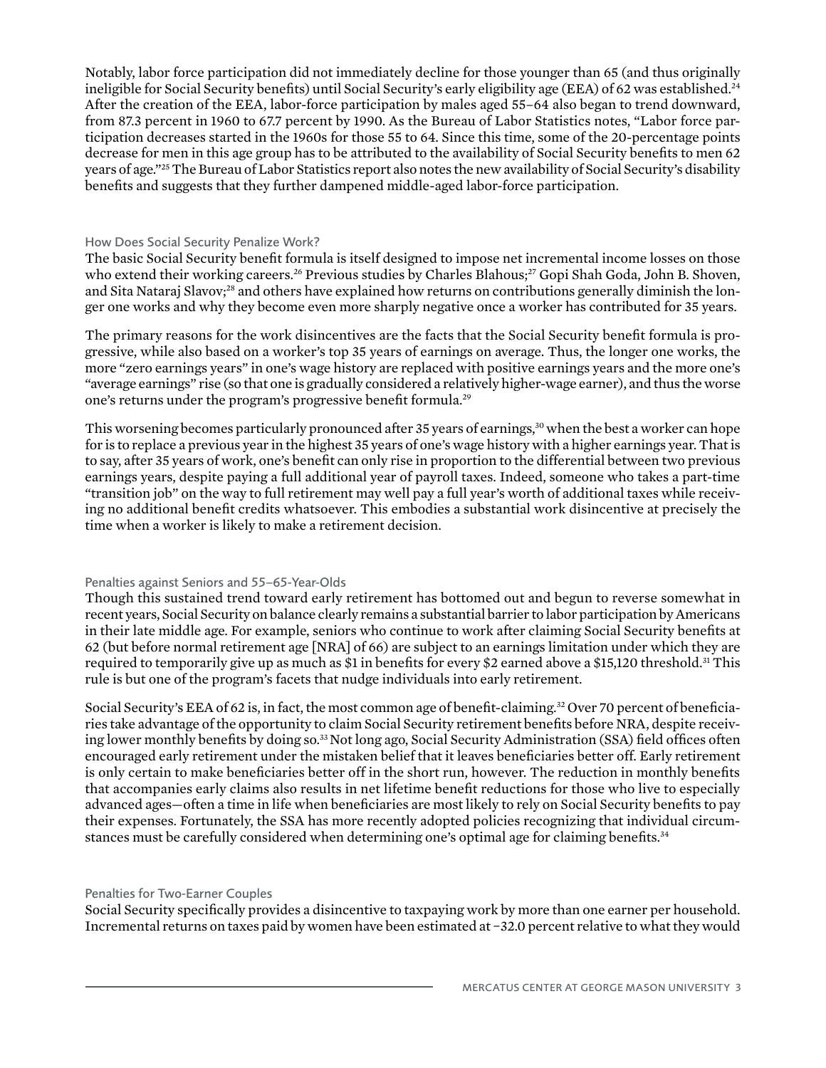Notably, labor force participation did not immediately decline for those younger than 65 (and thus originally ineligible for Social Security benefits) until Social Security's early eligibility age (EEA) of 62 was established.[24] After the creation of the EEA, labor-force participation by males aged 55–64 also began to trend downward, from 87.3 percent in 1960 to 67.7 percent by 1990. As the Bureau of Labor Statistics notes, "Labor force participation decreases started in the 1960s for those 55 to 64. Since this time, some of the 20-percentage points decrease for men in this age group has to be attributed to the availability of Social Security benefits to men 62 years of age."[25] The Bureau of Labor Statistics report also notes the new availability of Social Security's disability benefits and suggests that they further dampened middle-aged labor-force participation.

### How Does Social Security Penalize Work?

The basic Social Security benefit formula is itself designed to impose net incremental income losses on those who extend their working careers.[26] Previous studies by Charles Blahous;[27] Gopi Shah Goda, John B. Shoven, and Sita Nataraj Slavov;[28] and others have explained how returns on contributions generally diminish the longer one works and why they become even more sharply negative once a worker has contributed for 35 years.

The primary reasons for the work disincentives are the facts that the Social Security benefit formula is progressive, while also based on a worker's top 35 years of earnings on average. Thus, the longer one works, the more "zero earnings years" in one's wage history are replaced with positive earnings years and the more one's "average earnings" rise (so that one is gradually considered a relatively higher-wage earner), and thus the worse one's returns under the program's progressive benefit formula.[29]

This worsening becomes particularly pronounced after 35 years of earnings,[30] when the best a worker can hope for is to replace a previous year in the highest 35 years of one's wage history with a higher earnings year. That is to say, after 35 years of work, one's benefit can only rise in proportion to the differential between two previous earnings years, despite paying a full additional year of payroll taxes. Indeed, someone who takes a part-time "transition job" on the way to full retirement may well pay a full year's worth of additional taxes while receiving no additional benefit credits whatsoever. This embodies a substantial work disincentive at precisely the time when a worker is likely to make a retirement decision.

### Penalties against Seniors and 55–65-Year-Olds

Though this sustained trend toward early retirement has bottomed out and begun to reverse somewhat in recent years, Social Security on balance clearly remains a substantial barrier to labor participation by Americans in their late middle age. For example, seniors who continue to work after claiming Social Security benefits at 62 (but before normal retirement age [NRA] of 66) are subject to an earnings limitation under which they are required to temporarily give up as much as $1 in benefits for every $2 earned above a $15,120 threshold.[31] This rule is but one of the program's facets that nudge individuals into early retirement.

Social Security's EEA of 62 is, in fact, the most common age of benefit-claiming.[32] Over 70 percent of beneficiaries take advantage of the opportunity to claim Social Security retirement benefits before NRA, despite receiving lower monthly benefits by doing so.[33] Not long ago, Social Security Administration (SSA) field offices often encouraged early retirement under the mistaken belief that it leaves beneficiaries better off. Early retirement is only certain to make beneficiaries better off in the short run, however. The reduction in monthly benefits that accompanies early claims also results in net lifetime benefit reductions for those who live to especially advanced ages—often a time in life when beneficiaries are most likely to rely on Social Security benefits to pay their expenses. Fortunately, the SSA has more recently adopted policies recognizing that individual circumstances must be carefully considered when determining one's optimal age for claiming benefits.[34]

### Penalties for Two-Earner Couples

Social Security specifically provides a disincentive to taxpaying work by more than one earner per household. Incremental returns on taxes paid by women have been estimated at −32.0 percent relative to what they would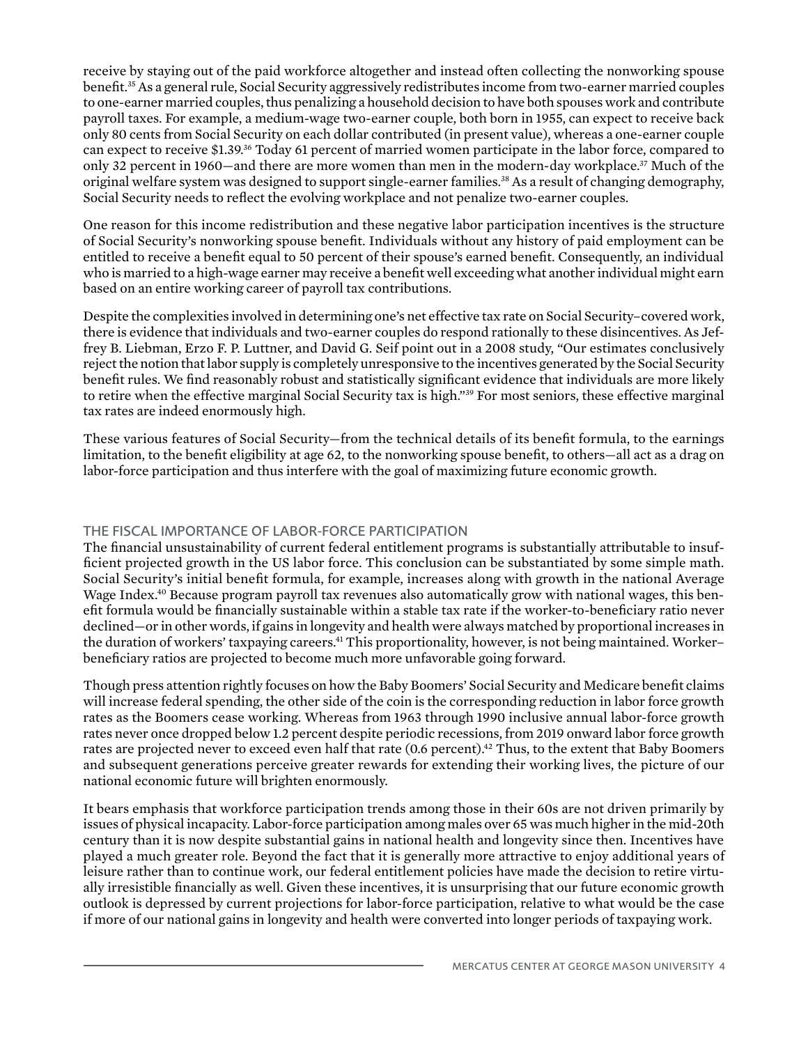receive by staying out of the paid workforce altogether and instead often collecting the nonworking spouse benefit.[35] As a general rule, Social Security aggressively redistributes income from two-earner married couples to one-earner married couples, thus penalizing a household decision to have both spouses work and contribute payroll taxes. For example, a medium-wage two-earner couple, both born in 1955, can expect to receive back only 80 cents from Social Security on each dollar contributed (in present value), whereas a one-earner couple can expect to receive $1.39.[36] Today 61 percent of married women participate in the labor force, compared to only 32 percent in 1960—and there are more women than men in the modern-day workplace.[37] Much of the original welfare system was designed to support single-earner families.[38] As a result of changing demography, Social Security needs to reflect the evolving workplace and not penalize two-earner couples.

One reason for this income redistribution and these negative labor participation incentives is the structure of Social Security's nonworking spouse benefit. Individuals without any history of paid employment can be entitled to receive a benefit equal to 50 percent of their spouse's earned benefit. Consequently, an individual who is married to a high-wage earner may receive a benefit well exceeding what another individual might earn based on an entire working career of payroll tax contributions.

Despite the complexities involved in determining one's net effective tax rate on Social Security–covered work, there is evidence that individuals and two-earner couples do respond rationally to these disincentives. As Jeffrey B. Liebman, Erzo F. P. Luttner, and David G. Seif point out in a 2008 study, "Our estimates conclusively reject the notion that labor supply is completely unresponsive to the incentives generated by the Social Security benefit rules. We find reasonably robust and statistically significant evidence that individuals are more likely to retire when the effective marginal Social Security tax is high."[39] For most seniors, these effective marginal tax rates are indeed enormously high.

These various features of Social Security—from the technical details of its benefit formula, to the earnings limitation, to the benefit eligibility at age 62, to the nonworking spouse benefit, to others—all act as a drag on labor-force participation and thus interfere with the goal of maximizing future economic growth.

## THE FISCAL IMPORTANCE OF LABOR-FORCE PARTICIPATION

The financial unsustainability of current federal entitlement programs is substantially attributable to insufficient projected growth in the US labor force. This conclusion can be substantiated by some simple math. Social Security's initial benefit formula, for example, increases along with growth in the national Average Wage Index.[40] Because program payroll tax revenues also automatically grow with national wages, this benefit formula would be financially sustainable within a stable tax rate if the worker-to-beneficiary ratio never declined—or in other words, if gains in longevity and health were always matched by proportional increases in the duration of workers' taxpaying careers.[41] This proportionality, however, is not being maintained. Worker–beneficiary ratios are projected to become much more unfavorable going forward.

Though press attention rightly focuses on how the Baby Boomers' Social Security and Medicare benefit claims will increase federal spending, the other side of the coin is the corresponding reduction in labor force growth rates as the Boomers cease working. Whereas from 1963 through 1990 inclusive annual labor-force growth rates never once dropped below 1.2 percent despite periodic recessions, from 2019 onward labor force growth rates are projected never to exceed even half that rate (0.6 percent).[42] Thus, to the extent that Baby Boomers and subsequent generations perceive greater rewards for extending their working lives, the picture of our national economic future will brighten enormously.

It bears emphasis that workforce participation trends among those in their 60s are not driven primarily by issues of physical incapacity. Labor-force participation among males over 65 was much higher in the mid-20th century than it is now despite substantial gains in national health and longevity since then. Incentives have played a much greater role. Beyond the fact that it is generally more attractive to enjoy additional years of leisure rather than to continue work, our federal entitlement policies have made the decision to retire virtually irresistible financially as well. Given these incentives, it is unsurprising that our future economic growth outlook is depressed by current projections for labor-force participation, relative to what would be the case if more of our national gains in longevity and health were converted into longer periods of taxpaying work.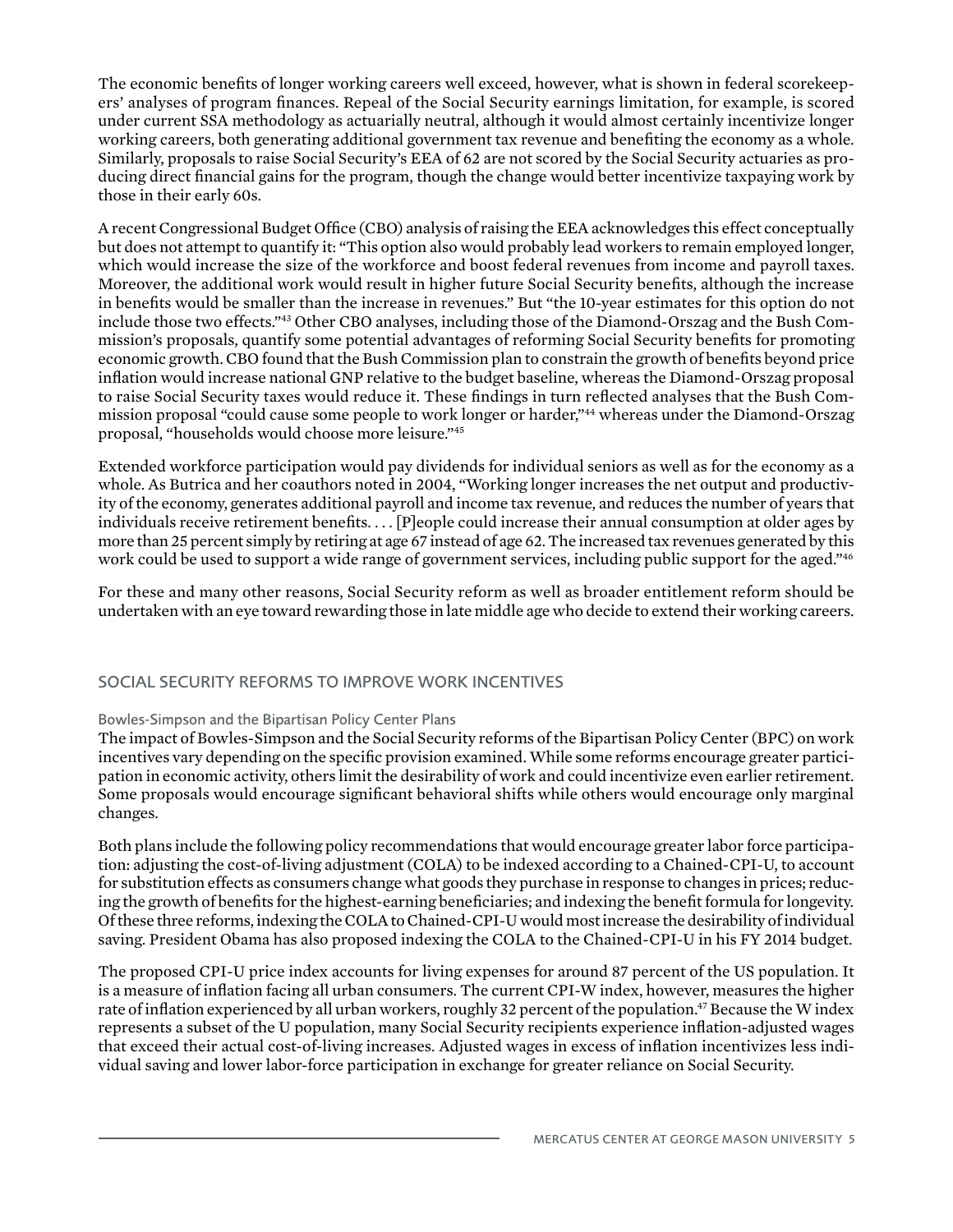The economic benefits of longer working careers well exceed, however, what is shown in federal scorekeepers' analyses of program finances. Repeal of the Social Security earnings limitation, for example, is scored under current SSA methodology as actuarially neutral, although it would almost certainly incentivize longer working careers, both generating additional government tax revenue and benefiting the economy as a whole. Similarly, proposals to raise Social Security's EEA of 62 are not scored by the Social Security actuaries as producing direct financial gains for the program, though the change would better incentivize taxpaying work by those in their early 60s.

A recent Congressional Budget Office (CBO) analysis of raising the EEA acknowledges this effect conceptually but does not attempt to quantify it: "This option also would probably lead workers to remain employed longer, which would increase the size of the workforce and boost federal revenues from income and payroll taxes. Moreover, the additional work would result in higher future Social Security benefits, although the increase in benefits would be smaller than the increase in revenues." But "the 10-year estimates for this option do not include those two effects."[43] Other CBO analyses, including those of the Diamond-Orszag and the Bush Commission's proposals, quantify some potential advantages of reforming Social Security benefits for promoting economic growth. CBO found that the Bush Commission plan to constrain the growth of benefits beyond price inflation would increase national GNP relative to the budget baseline, whereas the Diamond-Orszag proposal to raise Social Security taxes would reduce it. These findings in turn reflected analyses that the Bush Commission proposal "could cause some people to work longer or harder,"[44] whereas under the Diamond-Orszag proposal, "households would choose more leisure."[45]

Extended workforce participation would pay dividends for individual seniors as well as for the economy as a whole. As Butrica and her coauthors noted in 2004, "Working longer increases the net output and productivity of the economy, generates additional payroll and income tax revenue, and reduces the number of years that individuals receive retirement benefits. . . . [P]eople could increase their annual consumption at older ages by more than 25 percent simply by retiring at age 67 instead of age 62. The increased tax revenues generated by this work could be used to support a wide range of government services, including public support for the aged."[46]

For these and many other reasons, Social Security reform as well as broader entitlement reform should be undertaken with an eye toward rewarding those in late middle age who decide to extend their working careers.

## SOCIAL SECURITY REFORMS TO IMPROVE WORK INCENTIVES

### Bowles-Simpson and the Bipartisan Policy Center Plans

The impact of Bowles-Simpson and the Social Security reforms of the Bipartisan Policy Center (BPC) on work incentives vary depending on the specific provision examined. While some reforms encourage greater participation in economic activity, others limit the desirability of work and could incentivize even earlier retirement. Some proposals would encourage significant behavioral shifts while others would encourage only marginal changes.

Both plans include the following policy recommendations that would encourage greater labor force participation: adjusting the cost-of-living adjustment (COLA) to be indexed according to a Chained-CPI-U, to account for substitution effects as consumers change what goods they purchase in response to changes in prices; reducing the growth of benefits for the highest-earning beneficiaries; and indexing the benefit formula for longevity. Of these three reforms, indexing the COLA to Chained-CPI-U would most increase the desirability of individual saving. President Obama has also proposed indexing the COLA to the Chained-CPI-U in his FY 2014 budget.

The proposed CPI-U price index accounts for living expenses for around 87 percent of the US population. It is a measure of inflation facing all urban consumers. The current CPI-W index, however, measures the higher rate of inflation experienced by all urban workers, roughly 32 percent of the population.[47] Because the W index represents a subset of the U population, many Social Security recipients experience inflation-adjusted wages that exceed their actual cost-of-living increases. Adjusted wages in excess of inflation incentivizes less individual saving and lower labor-force participation in exchange for greater reliance on Social Security.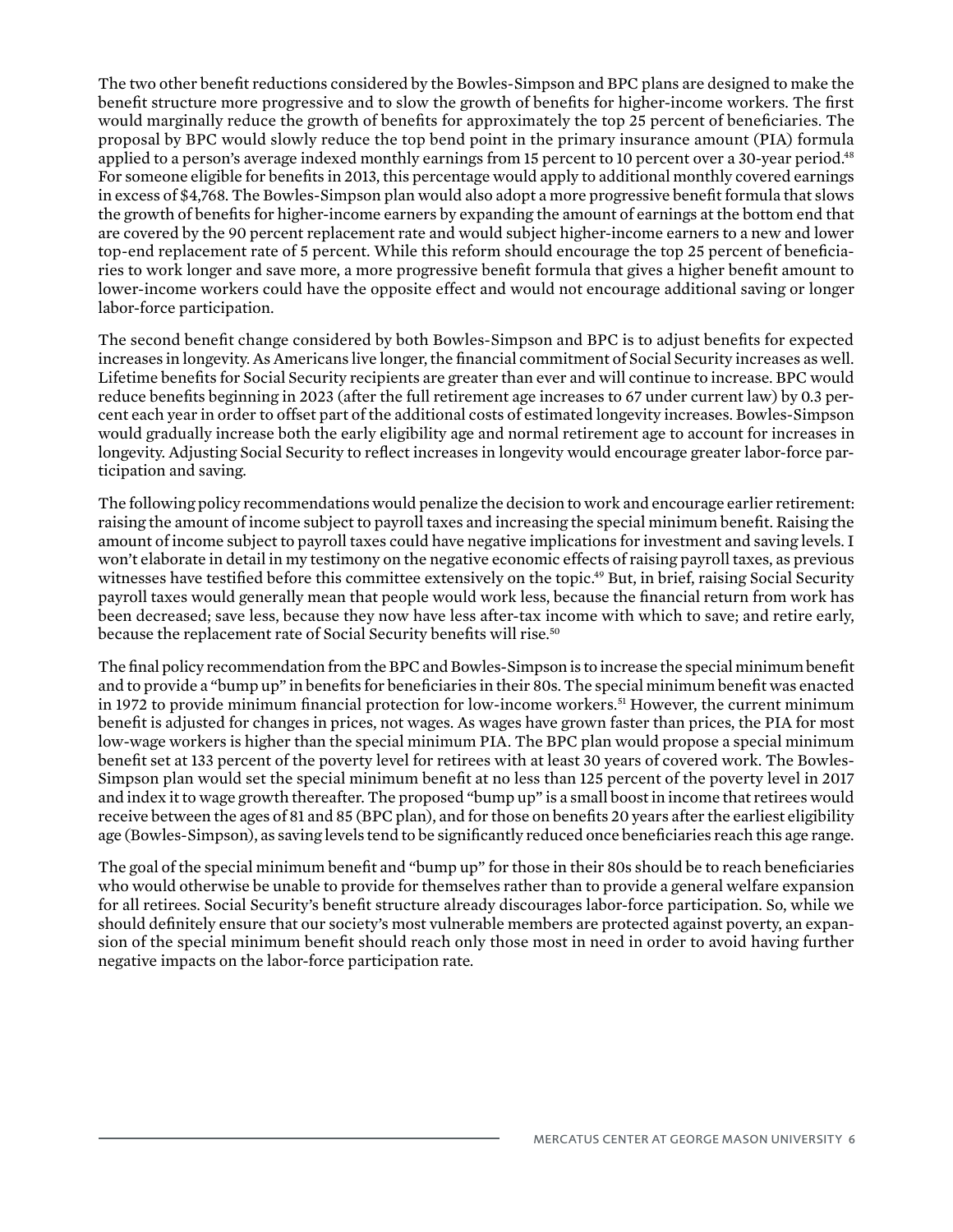The two other benefit reductions considered by the Bowles-Simpson and BPC plans are designed to make the benefit structure more progressive and to slow the growth of benefits for higher-income workers. The first would marginally reduce the growth of benefits for approximately the top 25 percent of beneficiaries. The proposal by BPC would slowly reduce the top bend point in the primary insurance amount (PIA) formula applied to a person's average indexed monthly earnings from 15 percent to 10 percent over a 30-year period.[48] For someone eligible for benefits in 2013, this percentage would apply to additional monthly covered earnings in excess of $4,768. The Bowles-Simpson plan would also adopt a more progressive benefit formula that slows the growth of benefits for higher-income earners by expanding the amount of earnings at the bottom end that are covered by the 90 percent replacement rate and would subject higher-income earners to a new and lower top-end replacement rate of 5 percent. While this reform should encourage the top 25 percent of beneficiaries to work longer and save more, a more progressive benefit formula that gives a higher benefit amount to lower-income workers could have the opposite effect and would not encourage additional saving or longer labor-force participation.

The second benefit change considered by both Bowles-Simpson and BPC is to adjust benefits for expected increases in longevity. As Americans live longer, the financial commitment of Social Security increases as well. Lifetime benefits for Social Security recipients are greater than ever and will continue to increase. BPC would reduce benefits beginning in 2023 (after the full retirement age increases to 67 under current law) by 0.3 percent each year in order to offset part of the additional costs of estimated longevity increases. Bowles-Simpson would gradually increase both the early eligibility age and normal retirement age to account for increases in longevity. Adjusting Social Security to reflect increases in longevity would encourage greater labor-force participation and saving.

The following policy recommendations would penalize the decision to work and encourage earlier retirement: raising the amount of income subject to payroll taxes and increasing the special minimum benefit. Raising the amount of income subject to payroll taxes could have negative implications for investment and saving levels. I won't elaborate in detail in my testimony on the negative economic effects of raising payroll taxes, as previous witnesses have testified before this committee extensively on the topic.[49] But, in brief, raising Social Security payroll taxes would generally mean that people would work less, because the financial return from work has been decreased; save less, because they now have less after-tax income with which to save; and retire early, because the replacement rate of Social Security benefits will rise.[50]

The final policy recommendation from the BPC and Bowles-Simpson is to increase the special minimum benefit and to provide a "bump up" in benefits for beneficiaries in their 80s. The special minimum benefit was enacted in 1972 to provide minimum financial protection for low-income workers.[51] However, the current minimum benefit is adjusted for changes in prices, not wages. As wages have grown faster than prices, the PIA for most low-wage workers is higher than the special minimum PIA. The BPC plan would propose a special minimum benefit set at 133 percent of the poverty level for retirees with at least 30 years of covered work. The Bowles-Simpson plan would set the special minimum benefit at no less than 125 percent of the poverty level in 2017 and index it to wage growth thereafter. The proposed "bump up" is a small boost in income that retirees would receive between the ages of 81 and 85 (BPC plan), and for those on benefits 20 years after the earliest eligibility age (Bowles-Simpson), as saving levels tend to be significantly reduced once beneficiaries reach this age range.

The goal of the special minimum benefit and "bump up" for those in their 80s should be to reach beneficiaries who would otherwise be unable to provide for themselves rather than to provide a general welfare expansion for all retirees. Social Security's benefit structure already discourages labor-force participation. So, while we should definitely ensure that our society's most vulnerable members are protected against poverty, an expansion of the special minimum benefit should reach only those most in need in order to avoid having further negative impacts on the labor-force participation rate.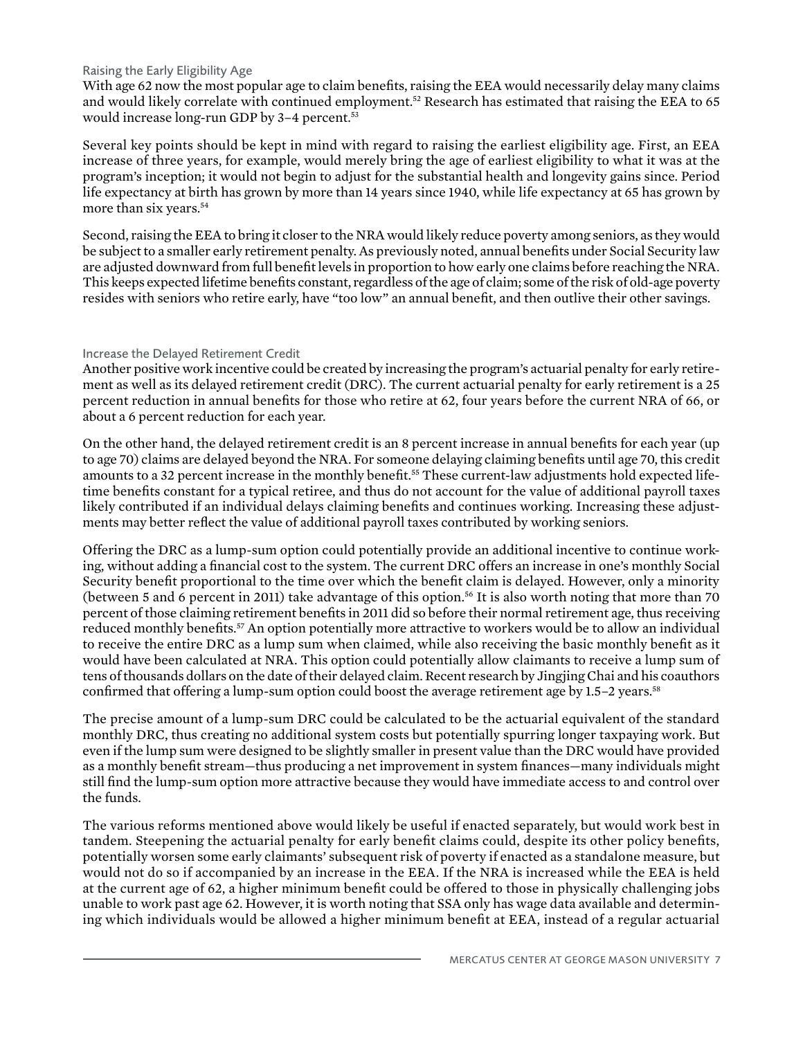### Raising the Early Eligibility Age

With age 62 now the most popular age to claim benefits, raising the EEA would necessarily delay many claims and would likely correlate with continued employment.[52] Research has estimated that raising the EEA to 65 would increase long-run GDP by 3–4 percent.[53]

Several key points should be kept in mind with regard to raising the earliest eligibility age. First, an EEA increase of three years, for example, would merely bring the age of earliest eligibility to what it was at the program's inception; it would not begin to adjust for the substantial health and longevity gains since. Period life expectancy at birth has grown by more than 14 years since 1940, while life expectancy at 65 has grown by more than six years.[54]

Second, raising the EEA to bring it closer to the NRA would likely reduce poverty among seniors, as they would be subject to a smaller early retirement penalty. As previously noted, annual benefits under Social Security law are adjusted downward from full benefit levels in proportion to how early one claims before reaching the NRA. This keeps expected lifetime benefits constant, regardless of the age of claim; some of the risk of old-age poverty resides with seniors who retire early, have "too low" an annual benefit, and then outlive their other savings.

### Increase the Delayed Retirement Credit

Another positive work incentive could be created by increasing the program's actuarial penalty for early retirement as well as its delayed retirement credit (DRC). The current actuarial penalty for early retirement is a 25 percent reduction in annual benefits for those who retire at 62, four years before the current NRA of 66, or about a 6 percent reduction for each year.

On the other hand, the delayed retirement credit is an 8 percent increase in annual benefits for each year (up to age 70) claims are delayed beyond the NRA. For someone delaying claiming benefits until age 70, this credit amounts to a 32 percent increase in the monthly benefit.[55] These current-law adjustments hold expected lifetime benefits constant for a typical retiree, and thus do not account for the value of additional payroll taxes likely contributed if an individual delays claiming benefits and continues working. Increasing these adjustments may better reflect the value of additional payroll taxes contributed by working seniors.

Offering the DRC as a lump-sum option could potentially provide an additional incentive to continue working, without adding a financial cost to the system. The current DRC offers an increase in one's monthly Social Security benefit proportional to the time over which the benefit claim is delayed. However, only a minority (between 5 and 6 percent in 2011) take advantage of this option.[56] It is also worth noting that more than 70 percent of those claiming retirement benefits in 2011 did so before their normal retirement age, thus receiving reduced monthly benefits.[57] An option potentially more attractive to workers would be to allow an individual to receive the entire DRC as a lump sum when claimed, while also receiving the basic monthly benefit as it would have been calculated at NRA. This option could potentially allow claimants to receive a lump sum of tens of thousands dollars on the date of their delayed claim. Recent research by Jingjing Chai and his coauthors confirmed that offering a lump-sum option could boost the average retirement age by 1.5–2 years.[58]

The precise amount of a lump-sum DRC could be calculated to be the actuarial equivalent of the standard monthly DRC, thus creating no additional system costs but potentially spurring longer taxpaying work. But even if the lump sum were designed to be slightly smaller in present value than the DRC would have provided as a monthly benefit stream—thus producing a net improvement in system finances—many individuals might still find the lump-sum option more attractive because they would have immediate access to and control over the funds.

The various reforms mentioned above would likely be useful if enacted separately, but would work best in tandem. Steepening the actuarial penalty for early benefit claims could, despite its other policy benefits, potentially worsen some early claimants' subsequent risk of poverty if enacted as a standalone measure, but would not do so if accompanied by an increase in the EEA. If the NRA is increased while the EEA is held at the current age of 62, a higher minimum benefit could be offered to those in physically challenging jobs unable to work past age 62. However, it is worth noting that SSA only has wage data available and determining which individuals would be allowed a higher minimum benefit at EEA, instead of a regular actuarial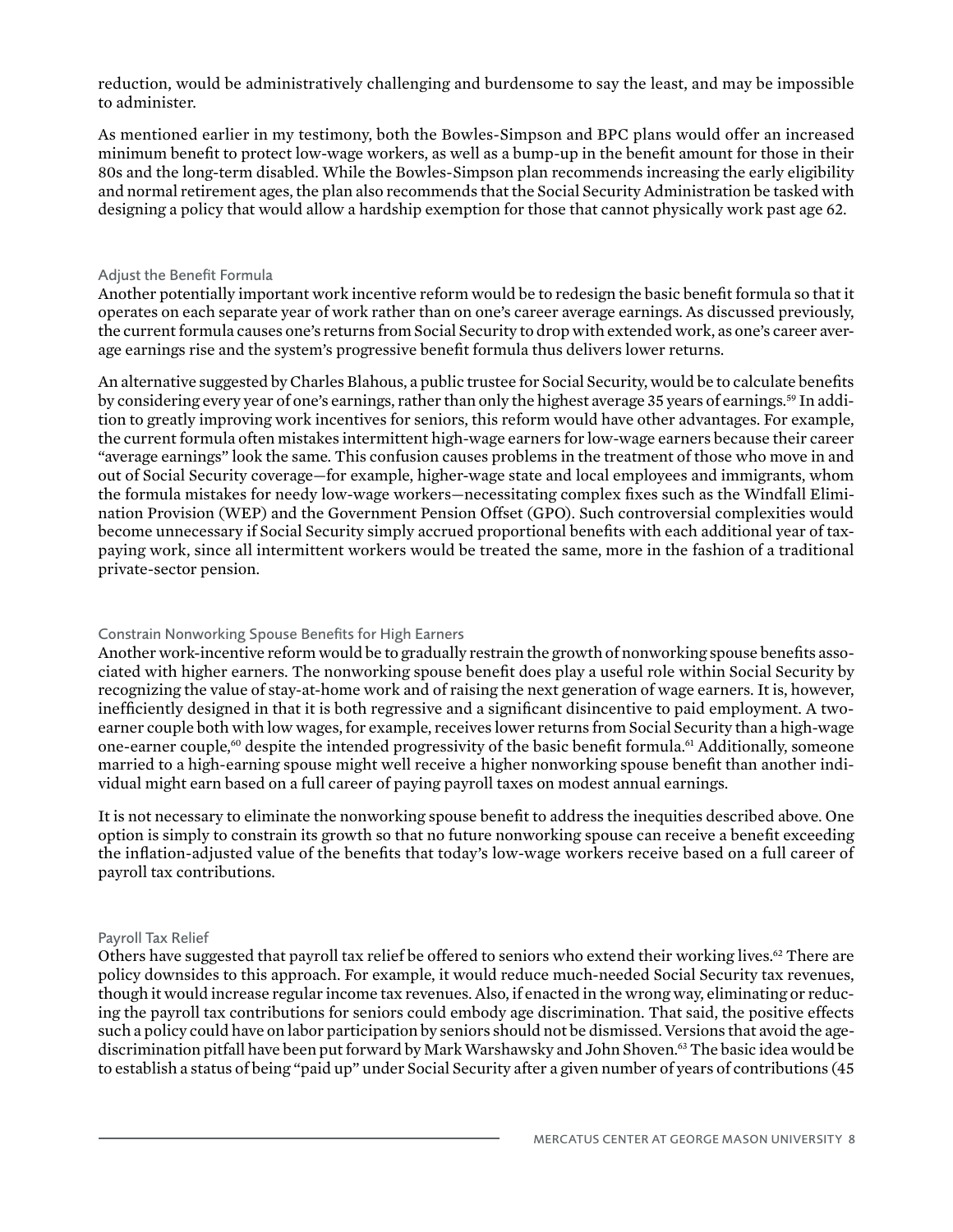reduction, would be administratively challenging and burdensome to say the least, and may be impossible to administer.

As mentioned earlier in my testimony, both the Bowles-Simpson and BPC plans would offer an increased minimum benefit to protect low-wage workers, as well as a bump-up in the benefit amount for those in their 80s and the long-term disabled. While the Bowles-Simpson plan recommends increasing the early eligibility and normal retirement ages, the plan also recommends that the Social Security Administration be tasked with designing a policy that would allow a hardship exemption for those that cannot physically work past age 62.

### Adjust the Benefit Formula

Another potentially important work incentive reform would be to redesign the basic benefit formula so that it operates on each separate year of work rather than on one's career average earnings. As discussed previously, the current formula causes one's returns from Social Security to drop with extended work, as one's career average earnings rise and the system's progressive benefit formula thus delivers lower returns.

An alternative suggested by Charles Blahous, a public trustee for Social Security, would be to calculate benefits by considering every year of one's earnings, rather than only the highest average 35 years of earnings.[59] In addition to greatly improving work incentives for seniors, this reform would have other advantages. For example, the current formula often mistakes intermittent high-wage earners for low-wage earners because their career "average earnings" look the same. This confusion causes problems in the treatment of those who move in and out of Social Security coverage—for example, higher-wage state and local employees and immigrants, whom the formula mistakes for needy low-wage workers—necessitating complex fixes such as the Windfall Elimination Provision (WEP) and the Government Pension Offset (GPO). Such controversial complexities would become unnecessary if Social Security simply accrued proportional benefits with each additional year of taxpaying work, since all intermittent workers would be treated the same, more in the fashion of a traditional private-sector pension.

### Constrain Nonworking Spouse Benefits for High Earners

Another work-incentive reform would be to gradually restrain the growth of nonworking spouse benefits associated with higher earners. The nonworking spouse benefit does play a useful role within Social Security by recognizing the value of stay-at-home work and of raising the next generation of wage earners. It is, however, inefficiently designed in that it is both regressive and a significant disincentive to paid employment. A two-earner couple both with low wages, for example, receives lower returns from Social Security than a high-wage one-earner couple,[60] despite the intended progressivity of the basic benefit formula.[61] Additionally, someone married to a high-earning spouse might well receive a higher nonworking spouse benefit than another individual might earn based on a full career of paying payroll taxes on modest annual earnings.

It is not necessary to eliminate the nonworking spouse benefit to address the inequities described above. One option is simply to constrain its growth so that no future nonworking spouse can receive a benefit exceeding the inflation-adjusted value of the benefits that today's low-wage workers receive based on a full career of payroll tax contributions.

### Payroll Tax Relief

Others have suggested that payroll tax relief be offered to seniors who extend their working lives.[62] There are policy downsides to this approach. For example, it would reduce much-needed Social Security tax revenues, though it would increase regular income tax revenues. Also, if enacted in the wrong way, eliminating or reducing the payroll tax contributions for seniors could embody age discrimination. That said, the positive effects such a policy could have on labor participation by seniors should not be dismissed. Versions that avoid the age-discrimination pitfall have been put forward by Mark Warshawsky and John Shoven.[63] The basic idea would be to establish a status of being "paid up" under Social Security after a given number of years of contributions (45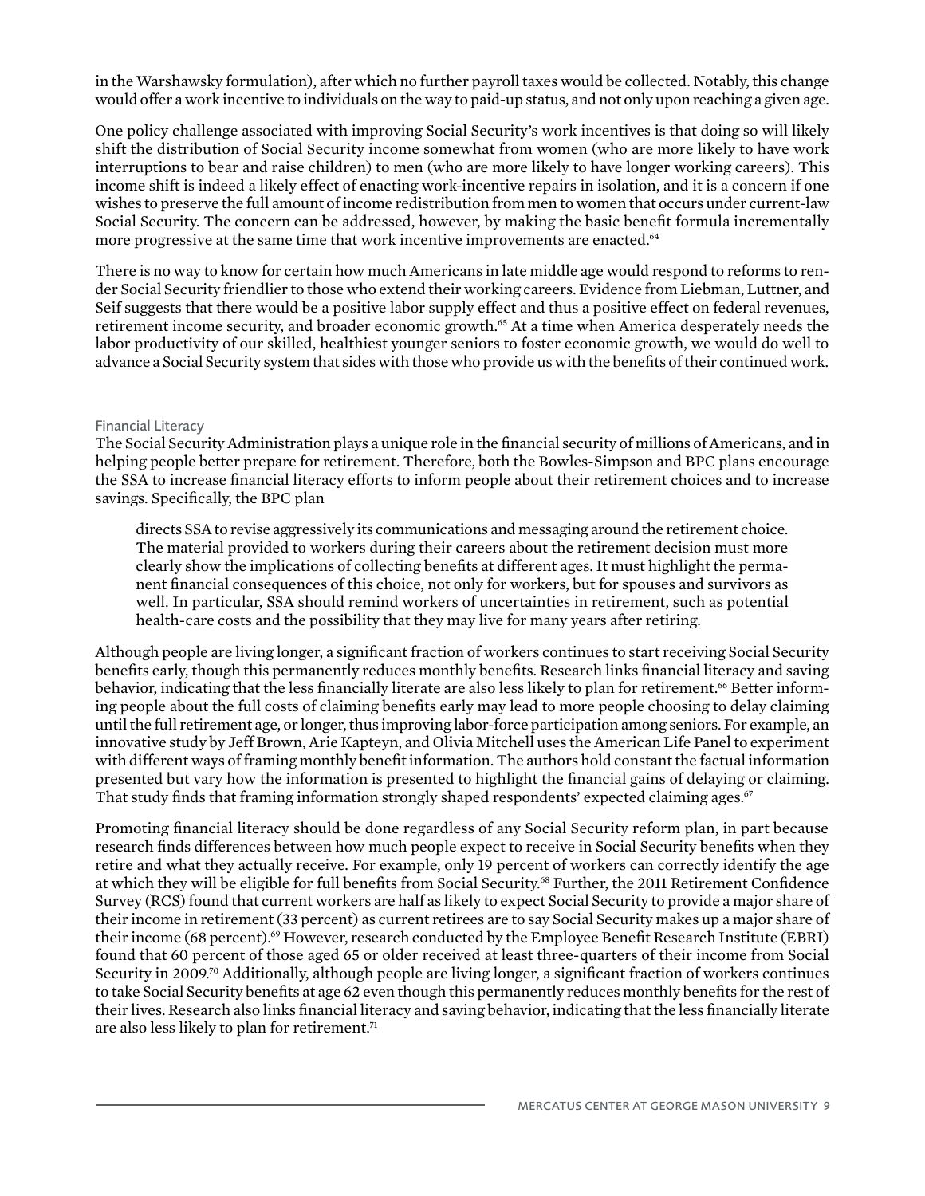in the Warshawsky formulation), after which no further payroll taxes would be collected. Notably, this change would offer a work incentive to individuals on the way to paid-up status, and not only upon reaching a given age.

One policy challenge associated with improving Social Security's work incentives is that doing so will likely shift the distribution of Social Security income somewhat from women (who are more likely to have work interruptions to bear and raise children) to men (who are more likely to have longer working careers). This income shift is indeed a likely effect of enacting work-incentive repairs in isolation, and it is a concern if one wishes to preserve the full amount of income redistribution from men to women that occurs under current-law Social Security. The concern can be addressed, however, by making the basic benefit formula incrementally more progressive at the same time that work incentive improvements are enacted.[64]

There is no way to know for certain how much Americans in late middle age would respond to reforms to render Social Security friendlier to those who extend their working careers. Evidence from Liebman, Luttner, and Seif suggests that there would be a positive labor supply effect and thus a positive effect on federal revenues, retirement income security, and broader economic growth.[65] At a time when America desperately needs the labor productivity of our skilled, healthiest younger seniors to foster economic growth, we would do well to advance a Social Security system that sides with those who provide us with the benefits of their continued work.

### Financial Literacy

The Social Security Administration plays a unique role in the financial security of millions of Americans, and in helping people better prepare for retirement. Therefore, both the Bowles-Simpson and BPC plans encourage the SSA to increase financial literacy efforts to inform people about their retirement choices and to increase savings. Specifically, the BPC plan

> directs SSA to revise aggressively its communications and messaging around the retirement choice. The material provided to workers during their careers about the retirement decision must more clearly show the implications of collecting benefits at different ages. It must highlight the permanent financial consequences of this choice, not only for workers, but for spouses and survivors as well. In particular, SSA should remind workers of uncertainties in retirement, such as potential health-care costs and the possibility that they may live for many years after retiring.

Although people are living longer, a significant fraction of workers continues to start receiving Social Security benefits early, though this permanently reduces monthly benefits. Research links financial literacy and saving behavior, indicating that the less financially literate are also less likely to plan for retirement.[66] Better informing people about the full costs of claiming benefits early may lead to more people choosing to delay claiming until the full retirement age, or longer, thus improving labor-force participation among seniors. For example, an innovative study by Jeff Brown, Arie Kapteyn, and Olivia Mitchell uses the American Life Panel to experiment with different ways of framing monthly benefit information. The authors hold constant the factual information presented but vary how the information is presented to highlight the financial gains of delaying or claiming. That study finds that framing information strongly shaped respondents' expected claiming ages.[67]

Promoting financial literacy should be done regardless of any Social Security reform plan, in part because research finds differences between how much people expect to receive in Social Security benefits when they retire and what they actually receive. For example, only 19 percent of workers can correctly identify the age at which they will be eligible for full benefits from Social Security.[68] Further, the 2011 Retirement Confidence Survey (RCS) found that current workers are half as likely to expect Social Security to provide a major share of their income in retirement (33 percent) as current retirees are to say Social Security makes up a major share of their income (68 percent).[69] However, research conducted by the Employee Benefit Research Institute (EBRI) found that 60 percent of those aged 65 or older received at least three-quarters of their income from Social Security in 2009.[70] Additionally, although people are living longer, a significant fraction of workers continues to take Social Security benefits at age 62 even though this permanently reduces monthly benefits for the rest of their lives. Research also links financial literacy and saving behavior, indicating that the less financially literate are also less likely to plan for retirement.[71]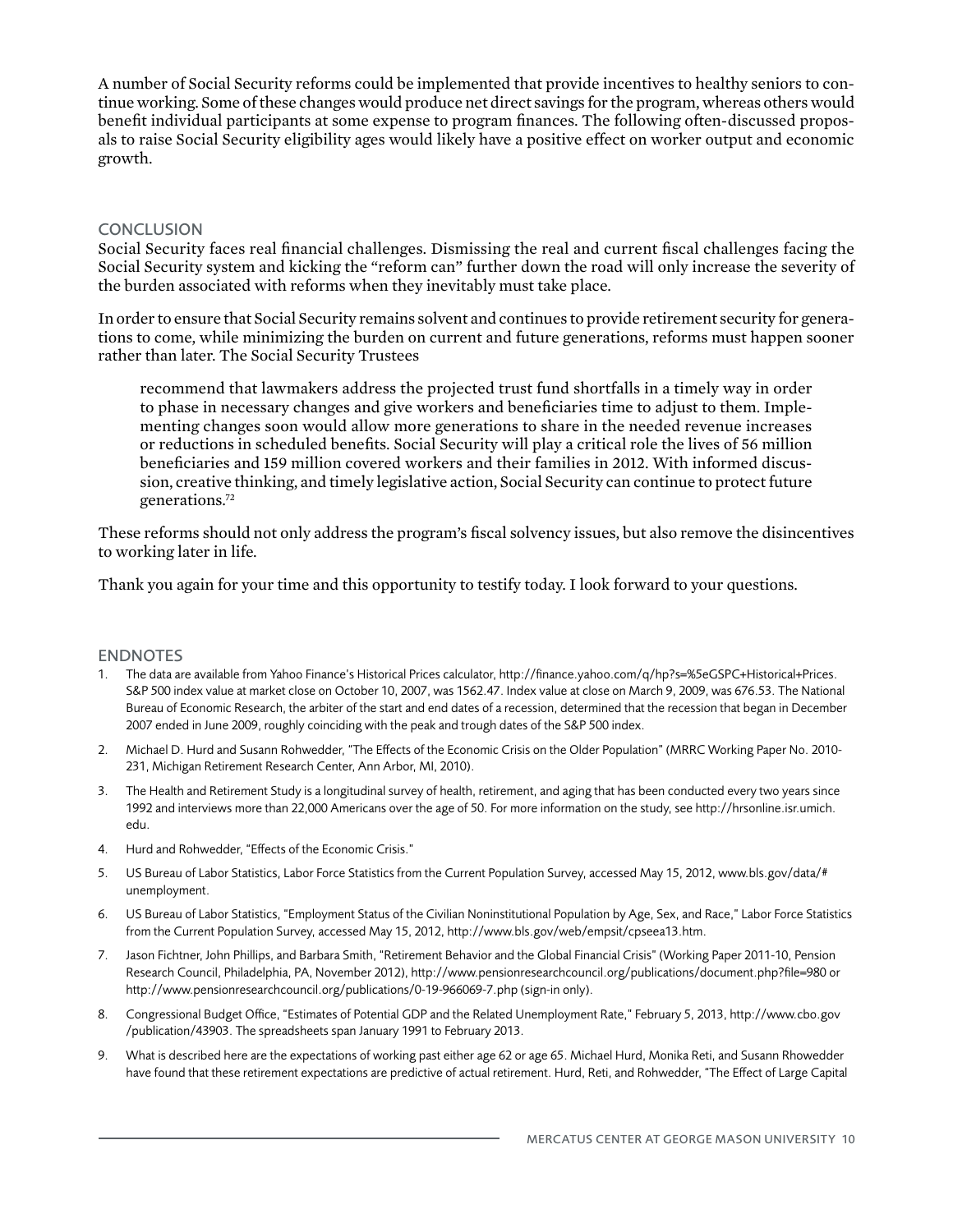A number of Social Security reforms could be implemented that provide incentives to healthy seniors to continue working. Some of these changes would produce net direct savings for the program, whereas others would benefit individual participants at some expense to program finances. The following often-discussed proposals to raise Social Security eligibility ages would likely have a positive effect on worker output and economic growth.

## CONCLUSION

Social Security faces real financial challenges. Dismissing the real and current fiscal challenges facing the Social Security system and kicking the "reform can" further down the road will only increase the severity of the burden associated with reforms when they inevitably must take place.

In order to ensure that Social Security remains solvent and continues to provide retirement security for generations to come, while minimizing the burden on current and future generations, reforms must happen sooner rather than later. The Social Security Trustees

> recommend that lawmakers address the projected trust fund shortfalls in a timely way in order to phase in necessary changes and give workers and beneficiaries time to adjust to them. Implementing changes soon would allow more generations to share in the needed revenue increases or reductions in scheduled benefits. Social Security will play a critical role the lives of 56 million beneficiaries and 159 million covered workers and their families in 2012. With informed discussion, creative thinking, and timely legislative action, Social Security can continue to protect future generations.[72]

These reforms should not only address the program's fiscal solvency issues, but also remove the disincentives to working later in life.

Thank you again for your time and this opportunity to testify today. I look forward to your questions.

## ENDNOTES

1. The data are available from Yahoo Finance's Historical Prices calculator, http://finance.yahoo.com/q/hp?s=%5eGSPC+Historical+Prices. S&P 500 index value at market close on October 10, 2007, was 1562.47. Index value at close on March 9, 2009, was 676.53. The National Bureau of Economic Research, the arbiter of the start and end dates of a recession, determined that the recession that began in December 2007 ended in June 2009, roughly coinciding with the peak and trough dates of the S&P 500 index.
2. Michael D. Hurd and Susann Rohwedder, "The Effects of the Economic Crisis on the Older Population" (MRRC Working Paper No. 2010-231, Michigan Retirement Research Center, Ann Arbor, MI, 2010).
3. The Health and Retirement Study is a longitudinal survey of health, retirement, and aging that has been conducted every two years since 1992 and interviews more than 22,000 Americans over the age of 50. For more information on the study, see http://hrsonline.isr.umich.edu.
4. Hurd and Rohwedder, "Effects of the Economic Crisis."
5. US Bureau of Labor Statistics, Labor Force Statistics from the Current Population Survey, accessed May 15, 2012, www.bls.gov/data/#unemployment.
6. US Bureau of Labor Statistics, "Employment Status of the Civilian Noninstitutional Population by Age, Sex, and Race," Labor Force Statistics from the Current Population Survey, accessed May 15, 2012, http://www.bls.gov/web/empsit/cpseea13.htm.
7. Jason Fichtner, John Phillips, and Barbara Smith, "Retirement Behavior and the Global Financial Crisis" (Working Paper 2011-10, Pension Research Council, Philadelphia, PA, November 2012), http://www.pensionresearchcouncil.org/publications/document.php?file=980 or http://www.pensionresearchcouncil.org/publications/0-19-966069-7.php (sign-in only).
8. Congressional Budget Office, "Estimates of Potential GDP and the Related Unemployment Rate," February 5, 2013, http://www.cbo.gov/publication/43903. The spreadsheets span January 1991 to February 2013.
9. What is described here are the expectations of working past either age 62 or age 65. Michael Hurd, Monika Reti, and Susann Rhowedder have found that these retirement expectations are predictive of actual retirement. Hurd, Reti, and Rohwedder, "The Effect of Large Capital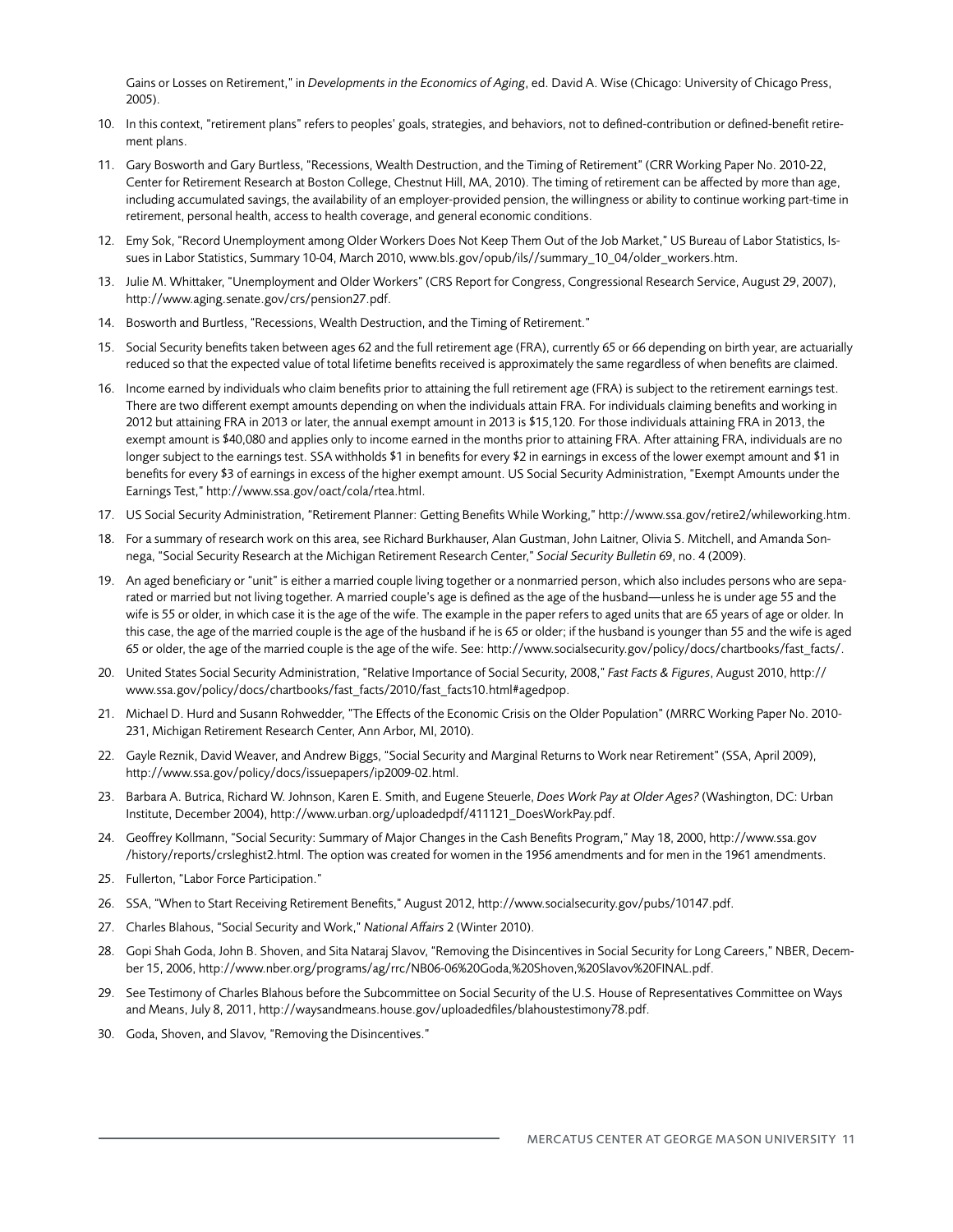Gains or Losses on Retirement," in *Developments in the Economics of Aging*, ed. David A. Wise (Chicago: University of Chicago Press, 2005).

10. In this context, "retirement plans" refers to peoples' goals, strategies, and behaviors, not to defined-contribution or defined-benefit retirement plans.
11. Gary Bosworth and Gary Burtless, "Recessions, Wealth Destruction, and the Timing of Retirement" (CRR Working Paper No. 2010-22, Center for Retirement Research at Boston College, Chestnut Hill, MA, 2010). The timing of retirement can be affected by more than age, including accumulated savings, the availability of an employer-provided pension, the willingness or ability to continue working part-time in retirement, personal health, access to health coverage, and general economic conditions.
12. Emy Sok, "Record Unemployment among Older Workers Does Not Keep Them Out of the Job Market," US Bureau of Labor Statistics, Issues in Labor Statistics, Summary 10-04, March 2010, www.bls.gov/opub/ils//summary_10_04/older_workers.htm.
13. Julie M. Whittaker, "Unemployment and Older Workers" (CRS Report for Congress, Congressional Research Service, August 29, 2007), http://www.aging.senate.gov/crs/pension27.pdf.
14. Bosworth and Burtless, "Recessions, Wealth Destruction, and the Timing of Retirement."
15. Social Security benefits taken between ages 62 and the full retirement age (FRA), currently 65 or 66 depending on birth year, are actuarially reduced so that the expected value of total lifetime benefits received is approximately the same regardless of when benefits are claimed.
16. Income earned by individuals who claim benefits prior to attaining the full retirement age (FRA) is subject to the retirement earnings test. There are two different exempt amounts depending on when the individuals attain FRA. For individuals claiming benefits and working in 2012 but attaining FRA in 2013 or later, the annual exempt amount in 2013 is $15,120. For those individuals attaining FRA in 2013, the exempt amount is $40,080 and applies only to income earned in the months prior to attaining FRA. After attaining FRA, individuals are no longer subject to the earnings test. SSA withholds $1 in benefits for every $2 in earnings in excess of the lower exempt amount and $1 in benefits for every $3 of earnings in excess of the higher exempt amount. US Social Security Administration, "Exempt Amounts under the Earnings Test," http://www.ssa.gov/oact/cola/rtea.html.
17. US Social Security Administration, "Retirement Planner: Getting Benefits While Working," http://www.ssa.gov/retire2/whileworking.htm.
18. For a summary of research work on this area, see Richard Burkhauser, Alan Gustman, John Laitner, Olivia S. Mitchell, and Amanda Sonnega, "Social Security Research at the Michigan Retirement Research Center," *Social Security Bulletin* 69, no. 4 (2009).
19. An aged beneficiary or "unit" is either a married couple living together or a nonmarried person, which also includes persons who are separated or married but not living together. A married couple's age is defined as the age of the husband—unless he is under age 55 and the wife is 55 or older, in which case it is the age of the wife. The example in the paper refers to aged units that are 65 years of age or older. In this case, the age of the married couple is the age of the husband if he is 65 or older; if the husband is younger than 55 and the wife is aged 65 or older, the age of the married couple is the age of the wife. See: http://www.socialsecurity.gov/policy/docs/chartbooks/fast_facts/.
20. United States Social Security Administration, "Relative Importance of Social Security, 2008," *Fast Facts & Figures*, August 2010, http://www.ssa.gov/policy/docs/chartbooks/fast_facts/2010/fast_facts10.html#agedpop.
21. Michael D. Hurd and Susann Rohwedder, "The Effects of the Economic Crisis on the Older Population" (MRRC Working Paper No. 2010-231, Michigan Retirement Research Center, Ann Arbor, MI, 2010).
22. Gayle Reznik, David Weaver, and Andrew Biggs, "Social Security and Marginal Returns to Work near Retirement" (SSA, April 2009), http://www.ssa.gov/policy/docs/issuepapers/ip2009-02.html.
23. Barbara A. Butrica, Richard W. Johnson, Karen E. Smith, and Eugene Steuerle, *Does Work Pay at Older Ages?* (Washington, DC: Urban Institute, December 2004), http://www.urban.org/uploadedpdf/411121_DoesWorkPay.pdf.
24. Geoffrey Kollmann, "Social Security: Summary of Major Changes in the Cash Benefits Program," May 18, 2000, http://www.ssa.gov/history/reports/crsleghist2.html. The option was created for women in the 1956 amendments and for men in the 1961 amendments.
25. Fullerton, "Labor Force Participation."
26. SSA, "When to Start Receiving Retirement Benefits," August 2012, http://www.socialsecurity.gov/pubs/10147.pdf.
27. Charles Blahous, "Social Security and Work," *National Affairs* 2 (Winter 2010).
28. Gopi Shah Goda, John B. Shoven, and Sita Nataraj Slavov, "Removing the Disincentives in Social Security for Long Careers," NBER, December 15, 2006, http://www.nber.org/programs/ag/rrc/NB06-06%20Goda,%20Shoven,%20Slavov%20FINAL.pdf.
29. See Testimony of Charles Blahous before the Subcommittee on Social Security of the U.S. House of Representatives Committee on Ways and Means, July 8, 2011, http://waysandmeans.house.gov/uploadedfiles/blahoustestimony78.pdf.
30. Goda, Shoven, and Slavov, "Removing the Disincentives."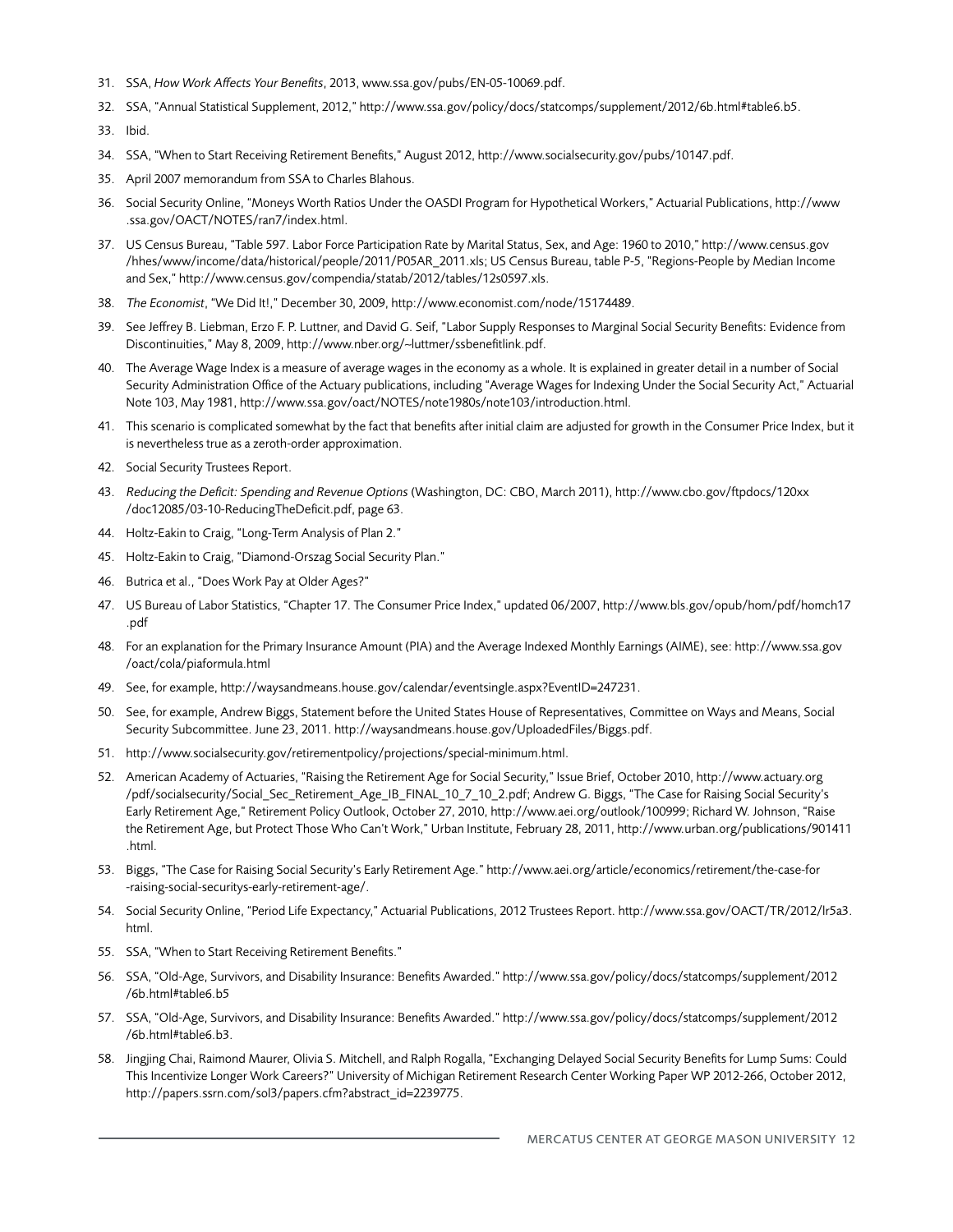31. SSA, *How Work Affects Your Benefits*, 2013, www.ssa.gov/pubs/EN-05-10069.pdf.
32. SSA, "Annual Statistical Supplement, 2012," http://www.ssa.gov/policy/docs/statcomps/supplement/2012/6b.html#table6.b5.
33. Ibid.
34. SSA, "When to Start Receiving Retirement Benefits," August 2012, http://www.socialsecurity.gov/pubs/10147.pdf.
35. April 2007 memorandum from SSA to Charles Blahous.
36. Social Security Online, "Moneys Worth Ratios Under the OASDI Program for Hypothetical Workers," Actuarial Publications, http://www.ssa.gov/OACT/NOTES/ran7/index.html.
37. US Census Bureau, "Table 597. Labor Force Participation Rate by Marital Status, Sex, and Age: 1960 to 2010," http://www.census.gov/hhes/www/income/data/historical/people/2011/P05AR_2011.xls; US Census Bureau, table P-5, "Regions-People by Median Income and Sex," http://www.census.gov/compendia/statab/2012/tables/12s0597.xls.
38. *The Economist*, "We Did It!," December 30, 2009, http://www.economist.com/node/15174489.
39. See Jeffrey B. Liebman, Erzo F. P. Luttner, and David G. Seif, "Labor Supply Responses to Marginal Social Security Benefits: Evidence from Discontinuities," May 8, 2009, http://www.nber.org/~luttmer/ssbenefitlink.pdf.
40. The Average Wage Index is a measure of average wages in the economy as a whole. It is explained in greater detail in a number of Social Security Administration Office of the Actuary publications, including "Average Wages for Indexing Under the Social Security Act," Actuarial Note 103, May 1981, http://www.ssa.gov/oact/NOTES/note1980s/note103/introduction.html.
41. This scenario is complicated somewhat by the fact that benefits after initial claim are adjusted for growth in the Consumer Price Index, but it is nevertheless true as a zeroth-order approximation.
42. Social Security Trustees Report.
43. *Reducing the Deficit: Spending and Revenue Options* (Washington, DC: CBO, March 2011), http://www.cbo.gov/ftpdocs/120xx/doc12085/03-10-ReducingTheDeficit.pdf, page 63.
44. Holtz-Eakin to Craig, "Long-Term Analysis of Plan 2."
45. Holtz-Eakin to Craig, "Diamond-Orszag Social Security Plan."
46. Butrica et al., "Does Work Pay at Older Ages?"
47. US Bureau of Labor Statistics, "Chapter 17. The Consumer Price Index," updated 06/2007, http://www.bls.gov/opub/hom/pdf/homch17.pdf
48. For an explanation for the Primary Insurance Amount (PIA) and the Average Indexed Monthly Earnings (AIME), see: http://www.ssa.gov/oact/cola/piaformula.html
49. See, for example, http://waysandmeans.house.gov/calendar/eventsingle.aspx?EventID=247231.
50. See, for example, Andrew Biggs, Statement before the United States House of Representatives, Committee on Ways and Means, Social Security Subcommittee. June 23, 2011. http://waysandmeans.house.gov/UploadedFiles/Biggs.pdf.
51. http://www.socialsecurity.gov/retirementpolicy/projections/special-minimum.html.
52. American Academy of Actuaries, "Raising the Retirement Age for Social Security," Issue Brief, October 2010, http://www.actuary.org/pdf/socialsecurity/Social_Sec_Retirement_Age_IB_FINAL_10_7_10_2.pdf; Andrew G. Biggs, "The Case for Raising Social Security's Early Retirement Age," Retirement Policy Outlook, October 27, 2010, http://www.aei.org/outlook/100999; Richard W. Johnson, "Raise the Retirement Age, but Protect Those Who Can't Work," Urban Institute, February 28, 2011, http://www.urban.org/publications/901411.html.
53. Biggs, "The Case for Raising Social Security's Early Retirement Age." http://www.aei.org/article/economics/retirement/the-case-for-raising-social-securitys-early-retirement-age/.
54. Social Security Online, "Period Life Expectancy," Actuarial Publications, 2012 Trustees Report. http://www.ssa.gov/OACT/TR/2012/lr5a3.html.
55. SSA, "When to Start Receiving Retirement Benefits."
56. SSA, "Old-Age, Survivors, and Disability Insurance: Benefits Awarded." http://www.ssa.gov/policy/docs/statcomps/supplement/2012/6b.html#table6.b5
57. SSA, "Old-Age, Survivors, and Disability Insurance: Benefits Awarded." http://www.ssa.gov/policy/docs/statcomps/supplement/2012/6b.html#table6.b3.
58. Jingjing Chai, Raimond Maurer, Olivia S. Mitchell, and Ralph Rogalla, "Exchanging Delayed Social Security Benefits for Lump Sums: Could This Incentivize Longer Work Careers?" University of Michigan Retirement Research Center Working Paper WP 2012-266, October 2012, http://papers.ssrn.com/sol3/papers.cfm?abstract_id=2239775.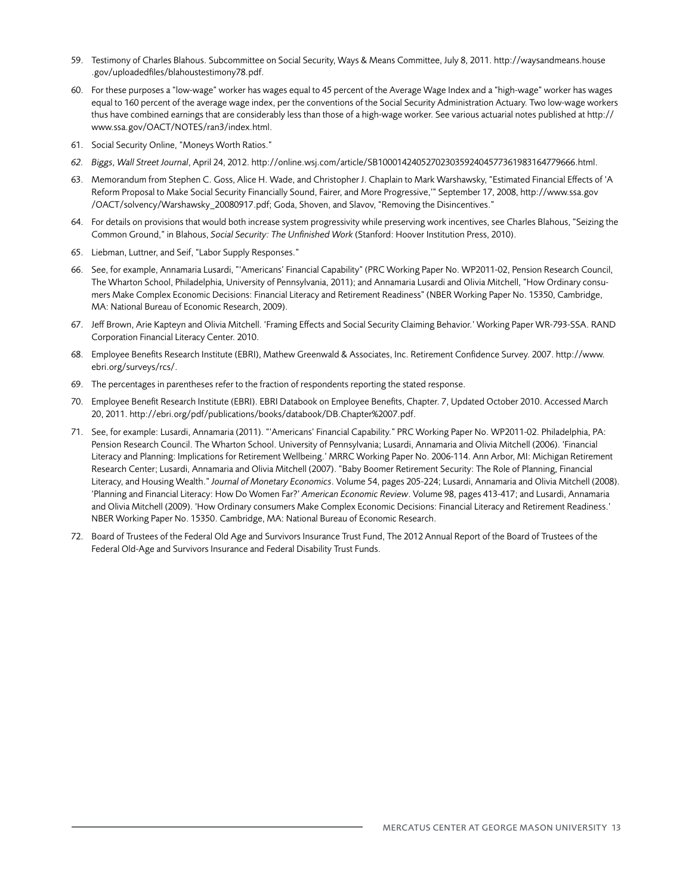59. Testimony of Charles Blahous. Subcommittee on Social Security, Ways & Means Committee, July 8, 2011. http://waysandmeans.house.gov/uploadedfiles/blahoustestimony78.pdf.

60. For these purposes a "low-wage" worker has wages equal to 45 percent of the Average Wage Index and a "high-wage" worker has wages equal to 160 percent of the average wage index, per the conventions of the Social Security Administration Actuary. Two low-wage workers thus have combined earnings that are considerably less than those of a high-wage worker. See various actuarial notes published at http://www.ssa.gov/OACT/NOTES/ran3/index.html.

61. Social Security Online, "Moneys Worth Ratios."

62. *Biggs*, *Wall Street Journal*, April 24, 2012. http://online.wsj.com/article/SB10001424052702303592404577361983164779666.html.

63. Memorandum from Stephen C. Goss, Alice H. Wade, and Christopher J. Chaplain to Mark Warshawsky, "Estimated Financial Effects of 'A Reform Proposal to Make Social Security Financially Sound, Fairer, and More Progressive,'" September 17, 2008, http://www.ssa.gov/OACT/solvency/Warshawsky_20080917.pdf; Goda, Shoven, and Slavov, "Removing the Disincentives."

64. For details on provisions that would both increase system progressivity while preserving work incentives, see Charles Blahous, "Seizing the Common Ground," in Blahous, *Social Security: The Unfinished Work* (Stanford: Hoover Institution Press, 2010).

65. Liebman, Luttner, and Seif, "Labor Supply Responses."

66. See, for example, Annamaria Lusardi, "'Americans' Financial Capability" (PRC Working Paper No. WP2011-02, Pension Research Council, The Wharton School, Philadelphia, University of Pennsylvania, 2011); and Annamaria Lusardi and Olivia Mitchell, "How Ordinary consumers Make Complex Economic Decisions: Financial Literacy and Retirement Readiness" (NBER Working Paper No. 15350, Cambridge, MA: National Bureau of Economic Research, 2009).

67. Jeff Brown, Arie Kapteyn and Olivia Mitchell. 'Framing Effects and Social Security Claiming Behavior.' Working Paper WR-793-SSA. RAND Corporation Financial Literacy Center. 2010.

68. Employee Benefits Research Institute (EBRI), Mathew Greenwald & Associates, Inc. Retirement Confidence Survey. 2007. http://www.ebri.org/surveys/rcs/.

69. The percentages in parentheses refer to the fraction of respondents reporting the stated response.

70. Employee Benefit Research Institute (EBRI). EBRI Databook on Employee Benefits, Chapter. 7, Updated October 2010. Accessed March 20, 2011. http://ebri.org/pdf/publications/books/databook/DB.Chapter%2007.pdf.

71. See, for example: Lusardi, Annamaria (2011). "'Americans' Financial Capability." PRC Working Paper No. WP2011-02. Philadelphia, PA: Pension Research Council. The Wharton School. University of Pennsylvania; Lusardi, Annamaria and Olivia Mitchell (2006). 'Financial Literacy and Planning: Implications for Retirement Wellbeing.' MRRC Working Paper No. 2006-114. Ann Arbor, MI: Michigan Retirement Research Center; Lusardi, Annamaria and Olivia Mitchell (2007). "Baby Boomer Retirement Security: The Role of Planning, Financial Literacy, and Housing Wealth." *Journal of Monetary Economics*. Volume 54, pages 205-224; Lusardi, Annamaria and Olivia Mitchell (2008). 'Planning and Financial Literacy: How Do Women Far?' *American Economic Review*. Volume 98, pages 413-417; and Lusardi, Annamaria and Olivia Mitchell (2009). 'How Ordinary consumers Make Complex Economic Decisions: Financial Literacy and Retirement Readiness.' NBER Working Paper No. 15350. Cambridge, MA: National Bureau of Economic Research.

72. Board of Trustees of the Federal Old Age and Survivors Insurance Trust Fund, The 2012 Annual Report of the Board of Trustees of the Federal Old-Age and Survivors Insurance and Federal Disability Trust Funds.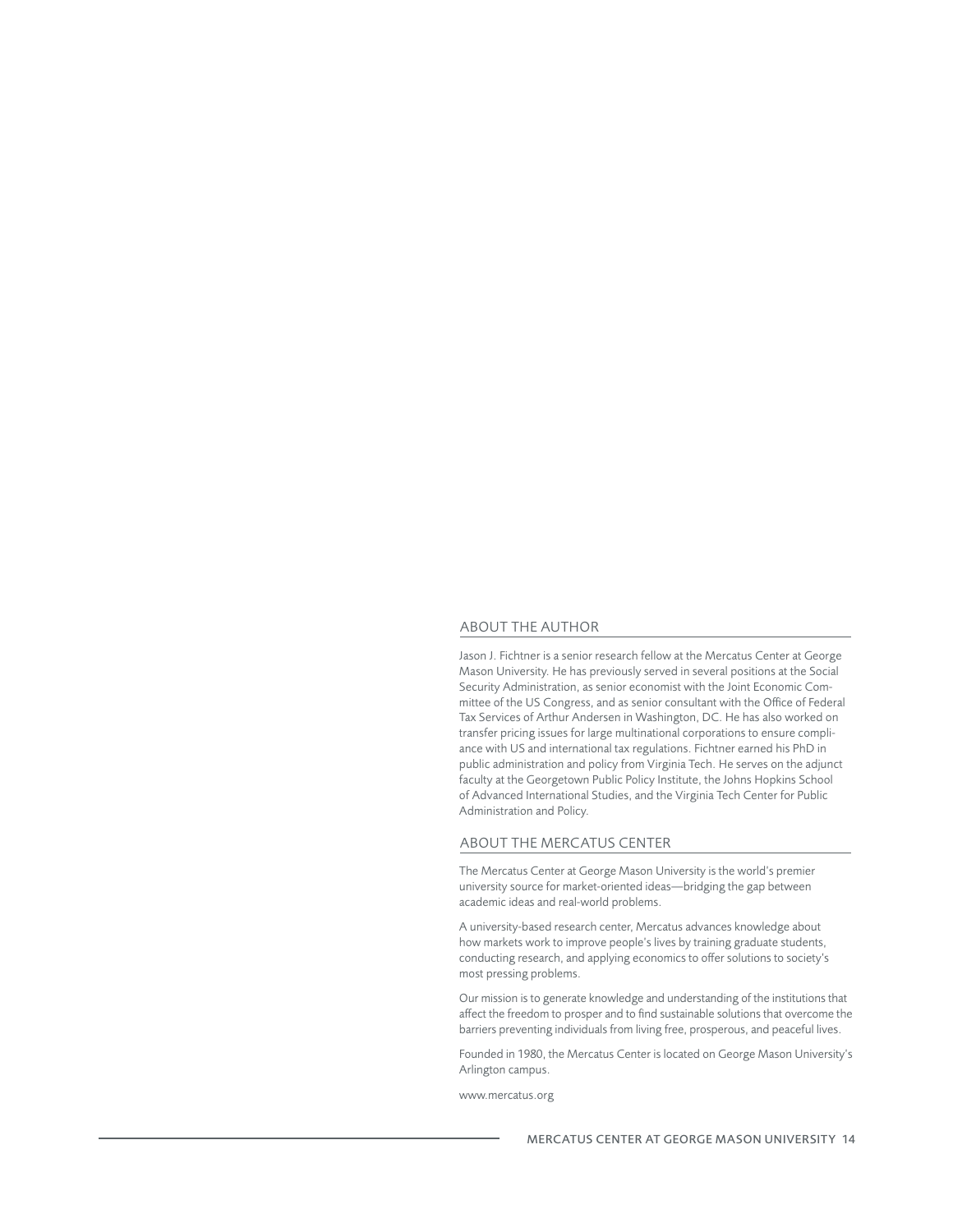## ABOUT THE AUTHOR

Jason J. Fichtner is a senior research fellow at the Mercatus Center at George Mason University. He has previously served in several positions at the Social Security Administration, as senior economist with the Joint Economic Committee of the US Congress, and as senior consultant with the Office of Federal Tax Services of Arthur Andersen in Washington, DC. He has also worked on transfer pricing issues for large multinational corporations to ensure compliance with US and international tax regulations. Fichtner earned his PhD in public administration and policy from Virginia Tech. He serves on the adjunct faculty at the Georgetown Public Policy Institute, the Johns Hopkins School of Advanced International Studies, and the Virginia Tech Center for Public Administration and Policy.

## ABOUT THE MERCATUS CENTER

The Mercatus Center at George Mason University is the world's premier university source for market-oriented ideas—bridging the gap between academic ideas and real-world problems.

A university-based research center, Mercatus advances knowledge about how markets work to improve people's lives by training graduate students, conducting research, and applying economics to offer solutions to society's most pressing problems.

Our mission is to generate knowledge and understanding of the institutions that affect the freedom to prosper and to find sustainable solutions that overcome the barriers preventing individuals from living free, prosperous, and peaceful lives.

Founded in 1980, the Mercatus Center is located on George Mason University's Arlington campus.

www.mercatus.org